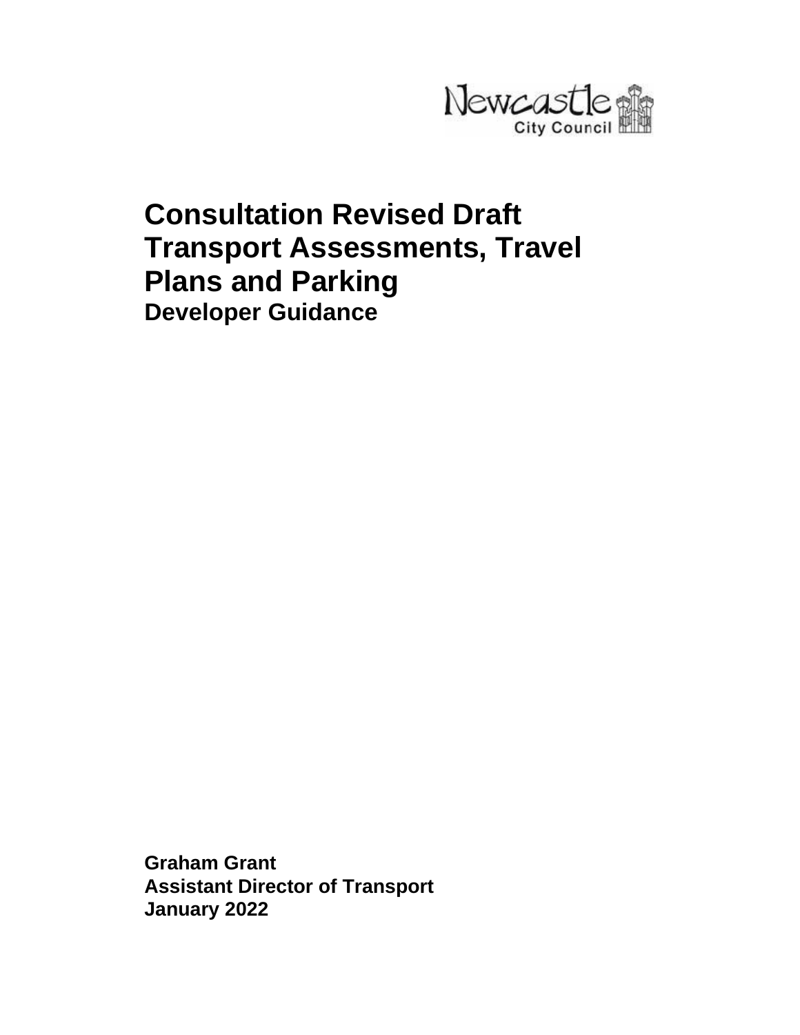Newcastle City Council

# Consultation Revised Draft Transport Assessments, Travel Plans and Parking

## Developer Guidance

**Graham Grant**
**Assistant Director of Transport**
**January 2022**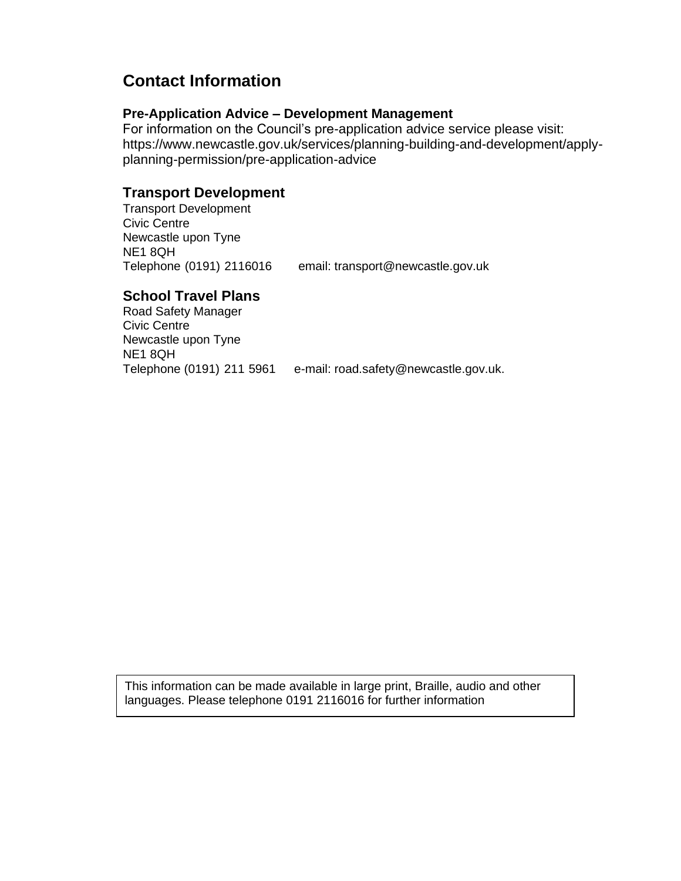# Contact Information

### Pre-Application Advice – Development Management

For information on the Council's pre-application advice service please visit:
https://www.newcastle.gov.uk/services/planning-building-and-development/apply-planning-permission/pre-application-advice

## Transport Development

Transport Development
Civic Centre
Newcastle upon Tyne
NE1 8QH
Telephone (0191) 2116016 email: transport@newcastle.gov.uk

## School Travel Plans

Road Safety Manager
Civic Centre
Newcastle upon Tyne
NE1 8QH
Telephone (0191) 211 5961 e-mail: road.safety@newcastle.gov.uk.

This information can be made available in large print, Braille, audio and other languages. Please telephone 0191 2116016 for further information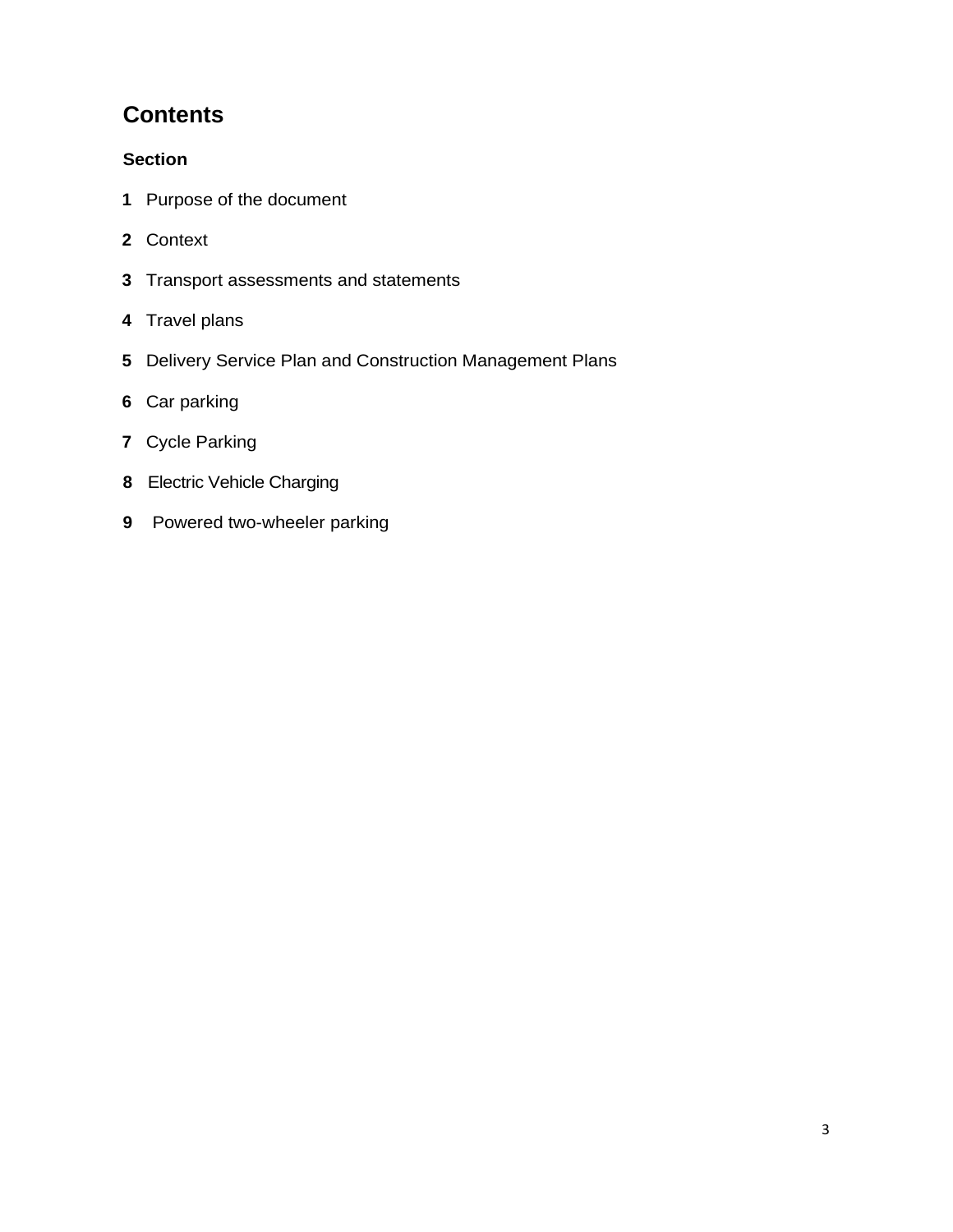# Contents

**Section**

**1** Purpose of the document

**2** Context

**3** Transport assessments and statements

**4** Travel plans

**5** Delivery Service Plan and Construction Management Plans

**6** Car parking

**7** Cycle Parking

**8** Electric Vehicle Charging

**9** Powered two-wheeler parking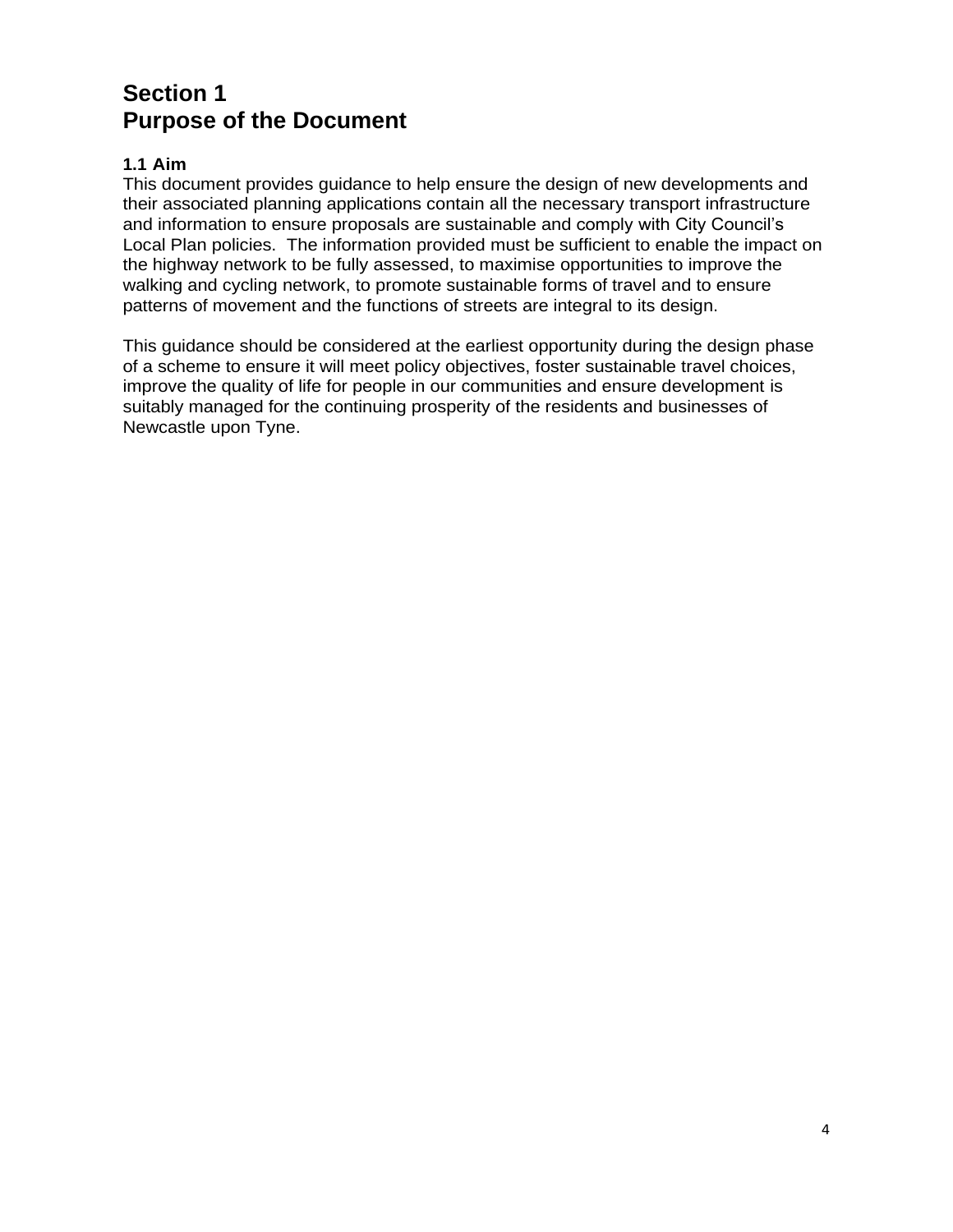# Section 1
# Purpose of the Document

### 1.1 Aim

This document provides guidance to help ensure the design of new developments and their associated planning applications contain all the necessary transport infrastructure and information to ensure proposals are sustainable and comply with City Council's Local Plan policies. The information provided must be sufficient to enable the impact on the highway network to be fully assessed, to maximise opportunities to improve the walking and cycling network, to promote sustainable forms of travel and to ensure patterns of movement and the functions of streets are integral to its design.

This guidance should be considered at the earliest opportunity during the design phase of a scheme to ensure it will meet policy objectives, foster sustainable travel choices, improve the quality of life for people in our communities and ensure development is suitably managed for the continuing prosperity of the residents and businesses of Newcastle upon Tyne.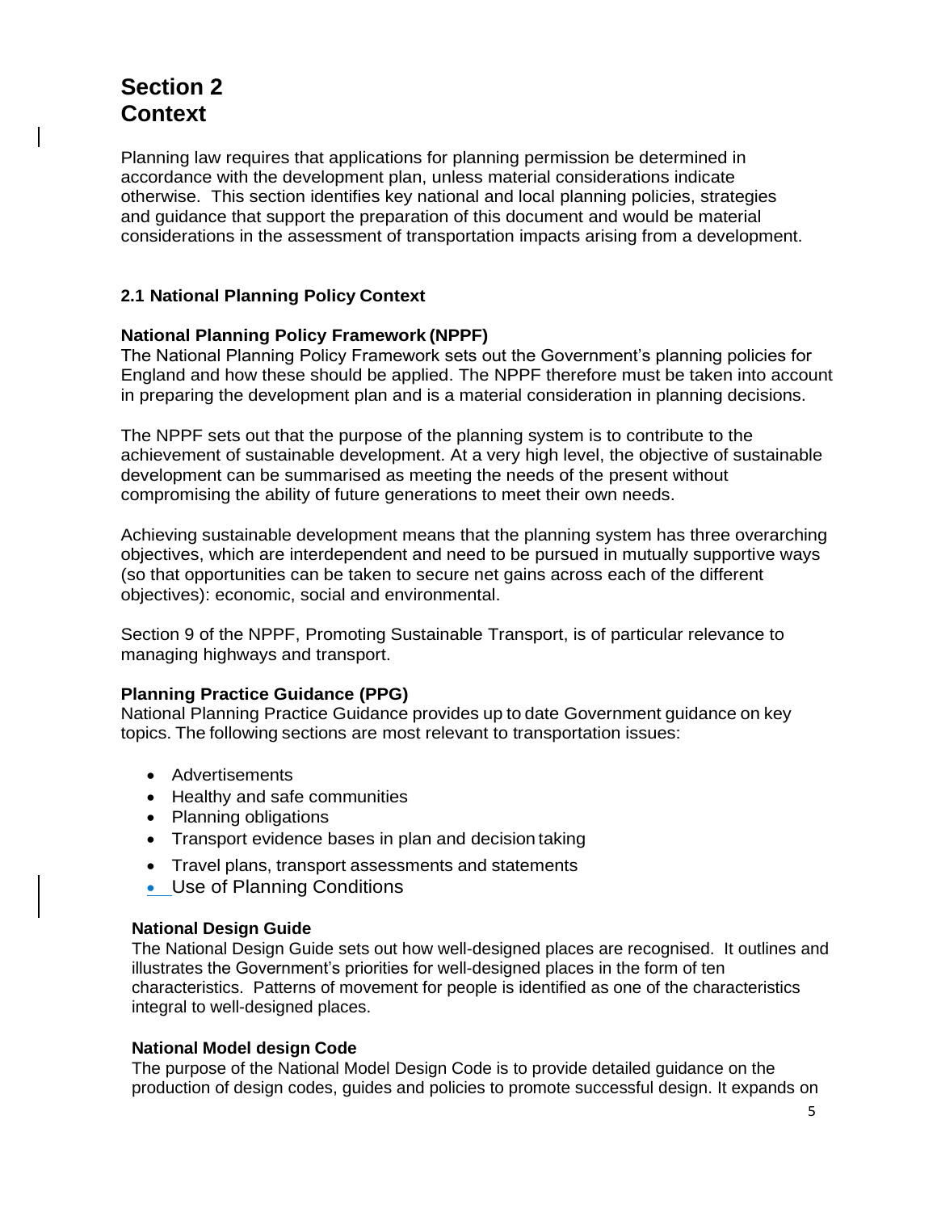# Section 2
# Context

Planning law requires that applications for planning permission be determined in accordance with the development plan, unless material considerations indicate otherwise. This section identifies key national and local planning policies, strategies and guidance that support the preparation of this document and would be material considerations in the assessment of transportation impacts arising from a development.

## 2.1 National Planning Policy Context

### National Planning Policy Framework (NPPF)

The National Planning Policy Framework sets out the Government's planning policies for England and how these should be applied. The NPPF therefore must be taken into account in preparing the development plan and is a material consideration in planning decisions.

The NPPF sets out that the purpose of the planning system is to contribute to the achievement of sustainable development. At a very high level, the objective of sustainable development can be summarised as meeting the needs of the present without compromising the ability of future generations to meet their own needs.

Achieving sustainable development means that the planning system has three overarching objectives, which are interdependent and need to be pursued in mutually supportive ways (so that opportunities can be taken to secure net gains across each of the different objectives): economic, social and environmental.

Section 9 of the NPPF, Promoting Sustainable Transport, is of particular relevance to managing highways and transport.

### Planning Practice Guidance (PPG)

National Planning Practice Guidance provides up to date Government guidance on key topics. The following sections are most relevant to transportation issues:

- Advertisements
- Healthy and safe communities
- Planning obligations
- Transport evidence bases in plan and decision taking
- Travel plans, transport assessments and statements
- Use of Planning Conditions

### National Design Guide

The National Design Guide sets out how well-designed places are recognised. It outlines and illustrates the Government's priorities for well-designed places in the form of ten characteristics. Patterns of movement for people is identified as one of the characteristics integral to well-designed places.

### National Model design Code

The purpose of the National Model Design Code is to provide detailed guidance on the production of design codes, guides and policies to promote successful design. It expands on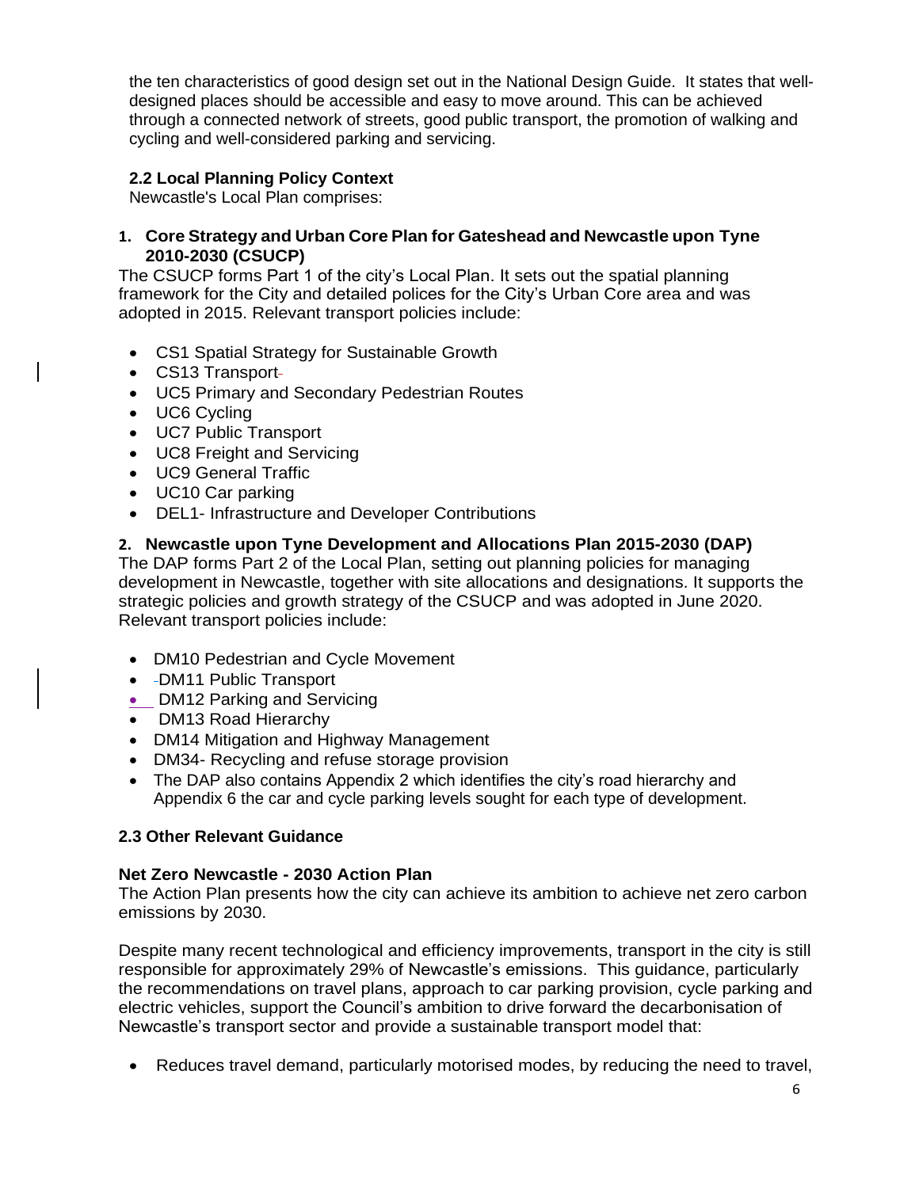the ten characteristics of good design set out in the National Design Guide. It states that well-designed places should be accessible and easy to move around. This can be achieved through a connected network of streets, good public transport, the promotion of walking and cycling and well-considered parking and servicing.

### 2.2 Local Planning Policy Context

Newcastle's Local Plan comprises:

**1. Core Strategy and Urban Core Plan for Gateshead and Newcastle upon Tyne 2010-2030 (CSUCP)**

The CSUCP forms Part 1 of the city's Local Plan. It sets out the spatial planning framework for the City and detailed polices for the City's Urban Core area and was adopted in 2015. Relevant transport policies include:

- CS1 Spatial Strategy for Sustainable Growth
- CS13 Transport
- UC5 Primary and Secondary Pedestrian Routes
- UC6 Cycling
- UC7 Public Transport
- UC8 Freight and Servicing
- UC9 General Traffic
- UC10 Car parking
- DEL1- Infrastructure and Developer Contributions

**2. Newcastle upon Tyne Development and Allocations Plan 2015-2030 (DAP)**

The DAP forms Part 2 of the Local Plan, setting out planning policies for managing development in Newcastle, together with site allocations and designations. It supports the strategic policies and growth strategy of the CSUCP and was adopted in June 2020. Relevant transport policies include:

- DM10 Pedestrian and Cycle Movement
- DM11 Public Transport
- DM12 Parking and Servicing
- DM13 Road Hierarchy
- DM14 Mitigation and Highway Management
- DM34- Recycling and refuse storage provision
- The DAP also contains Appendix 2 which identifies the city's road hierarchy and Appendix 6 the car and cycle parking levels sought for each type of development.

### 2.3 Other Relevant Guidance

**Net Zero Newcastle - 2030 Action Plan**

The Action Plan presents how the city can achieve its ambition to achieve net zero carbon emissions by 2030.

Despite many recent technological and efficiency improvements, transport in the city is still responsible for approximately 29% of Newcastle's emissions. This guidance, particularly the recommendations on travel plans, approach to car parking provision, cycle parking and electric vehicles, support the Council's ambition to drive forward the decarbonisation of Newcastle's transport sector and provide a sustainable transport model that:

- Reduces travel demand, particularly motorised modes, by reducing the need to travel,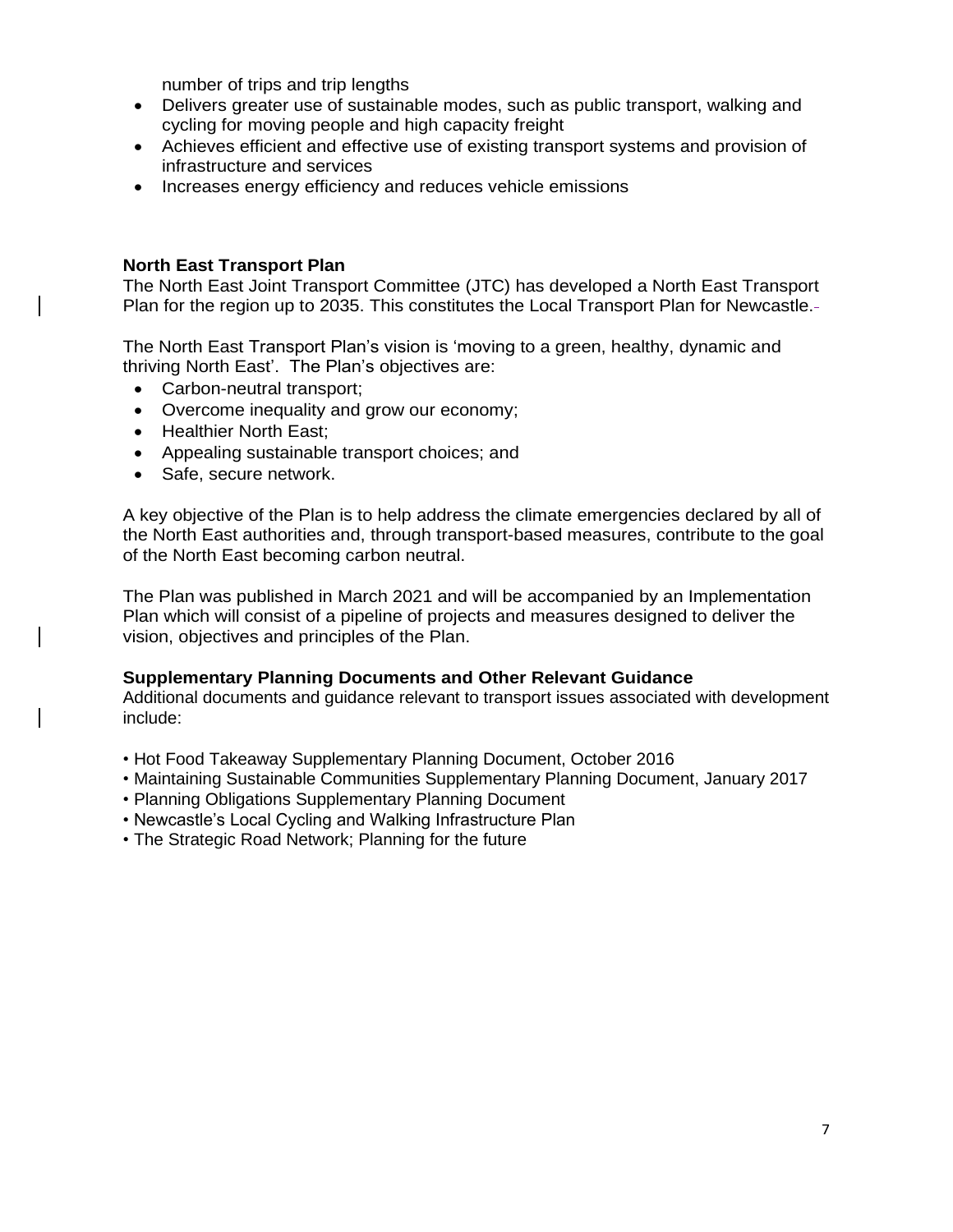number of trips and trip lengths

- Delivers greater use of sustainable modes, such as public transport, walking and cycling for moving people and high capacity freight
- Achieves efficient and effective use of existing transport systems and provision of infrastructure and services
- Increases energy efficiency and reduces vehicle emissions

**North East Transport Plan**

The North East Joint Transport Committee (JTC) has developed a North East Transport Plan for the region up to 2035. This constitutes the Local Transport Plan for Newcastle.

The North East Transport Plan's vision is 'moving to a green, healthy, dynamic and thriving North East'. The Plan's objectives are:

- Carbon-neutral transport;
- Overcome inequality and grow our economy;
- Healthier North East;
- Appealing sustainable transport choices; and
- Safe, secure network.

A key objective of the Plan is to help address the climate emergencies declared by all of the North East authorities and, through transport-based measures, contribute to the goal of the North East becoming carbon neutral.

The Plan was published in March 2021 and will be accompanied by an Implementation Plan which will consist of a pipeline of projects and measures designed to deliver the vision, objectives and principles of the Plan.

**Supplementary Planning Documents and Other Relevant Guidance**

Additional documents and guidance relevant to transport issues associated with development include:

- Hot Food Takeaway Supplementary Planning Document, October 2016
- Maintaining Sustainable Communities Supplementary Planning Document, January 2017
- Planning Obligations Supplementary Planning Document
- Newcastle's Local Cycling and Walking Infrastructure Plan
- The Strategic Road Network; Planning for the future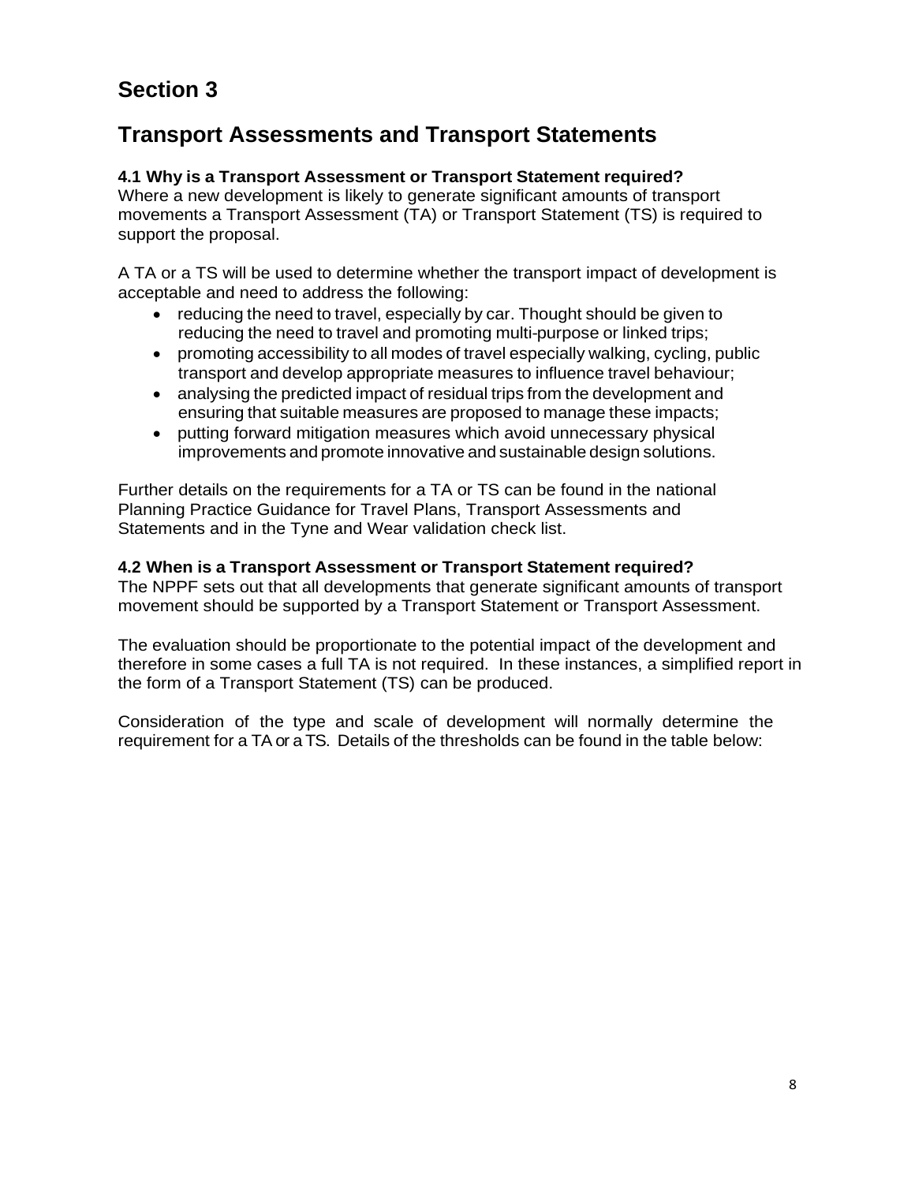# Section 3

# Transport Assessments and Transport Statements

### 4.1 Why is a Transport Assessment or Transport Statement required?

Where a new development is likely to generate significant amounts of transport movements a Transport Assessment (TA) or Transport Statement (TS) is required to support the proposal.

A TA or a TS will be used to determine whether the transport impact of development is acceptable and need to address the following:

- reducing the need to travel, especially by car. Thought should be given to reducing the need to travel and promoting multi-purpose or linked trips;
- promoting accessibility to all modes of travel especially walking, cycling, public transport and develop appropriate measures to influence travel behaviour;
- analysing the predicted impact of residual trips from the development and ensuring that suitable measures are proposed to manage these impacts;
- putting forward mitigation measures which avoid unnecessary physical improvements and promote innovative and sustainable design solutions.

Further details on the requirements for a TA or TS can be found in the national Planning Practice Guidance for Travel Plans, Transport Assessments and Statements and in the Tyne and Wear validation check list.

### 4.2 When is a Transport Assessment or Transport Statement required?

The NPPF sets out that all developments that generate significant amounts of transport movement should be supported by a Transport Statement or Transport Assessment.

The evaluation should be proportionate to the potential impact of the development and therefore in some cases a full TA is not required. In these instances, a simplified report in the form of a Transport Statement (TS) can be produced.

Consideration of the type and scale of development will normally determine the requirement for a TA or a TS. Details of the thresholds can be found in the table below: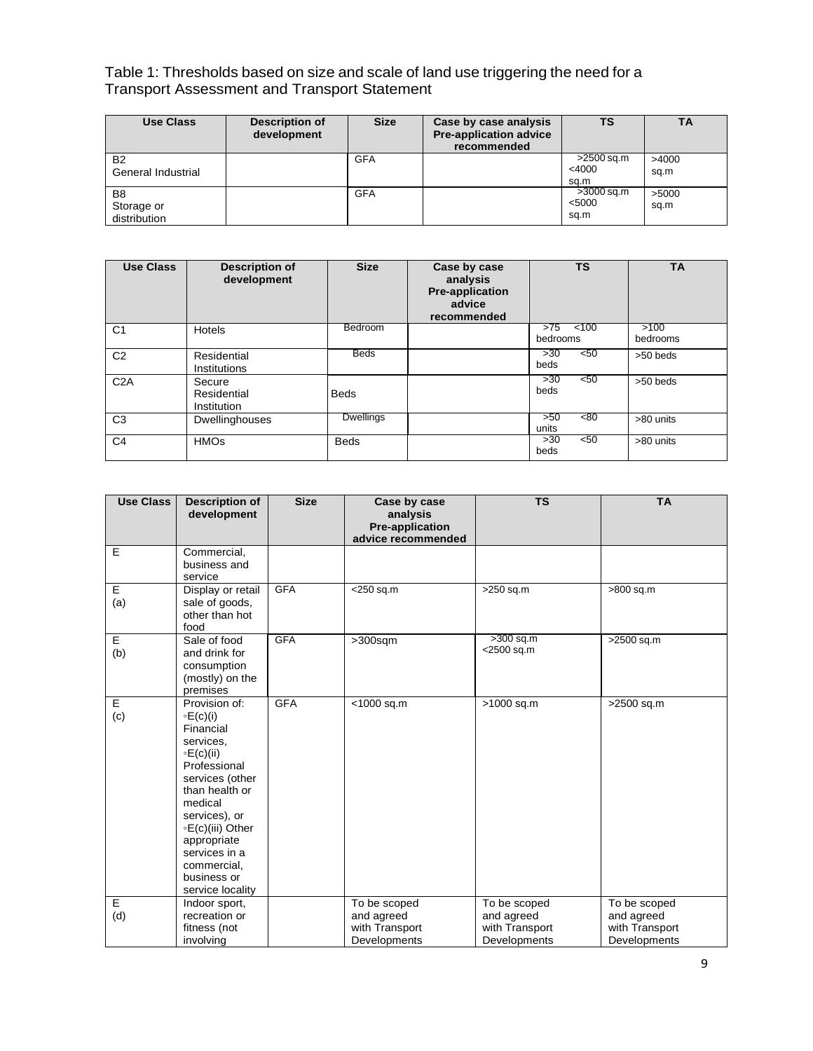Table 1: Thresholds based on size and scale of land use triggering the need for a Transport Assessment and Transport Statement

| Use Class | Description of development | Size | Case by case analysis Pre-application advice recommended | TS | TA |
|---|---|---|---|---|---|
| B2 General Industrial | | GFA | | >2500 sq.m <4000 sq.m | >4000 sq.m |
| B8 Storage or distribution | | GFA | | >3000 sq.m <5000 sq.m | >5000 sq.m |

| Use Class | Description of development | Size | Case by case analysis Pre-application advice recommended | TS | TA |
|---|---|---|---|---|---|
| C1 | Hotels | Bedroom | | >75 <100 bedrooms | >100 bedrooms |
| C2 | Residential Institutions | Beds | | >30 <50 beds | >50 beds |
| C2A | Secure Residential Institution | Beds | | >30 <50 beds | >50 beds |
| C3 | Dwellinghouses | Dwellings | | >50 <80 units | >80 units |
| C4 | HMOs | Beds | | >30 <50 beds | >80 units |

| Use Class | Description of development | Size | Case by case analysis Pre-application advice recommended | TS | TA |
|---|---|---|---|---|---|
| E | Commercial, business and service | | | | |
| E (a) | Display or retail sale of goods, other than hot food | GFA | <250 sq.m | >250 sq.m | >800 sq.m |
| E (b) | Sale of food and drink for consumption (mostly) on the premises | GFA | >300sqm | >300 sq.m <2500 sq.m | >2500 sq.m |
| E (c) | Provision of: ◦E(c)(i) Financial services, ◦E(c)(ii) Professional services (other than health or medical services), or ◦E(c)(iii) Other appropriate services in a commercial, business or service locality | GFA | <1000 sq.m | >1000 sq.m | >2500 sq.m |
| E (d) | Indoor sport, recreation or fitness (not involving | | To be scoped and agreed with Transport Developments | To be scoped and agreed with Transport Developments | To be scoped and agreed with Transport Developments |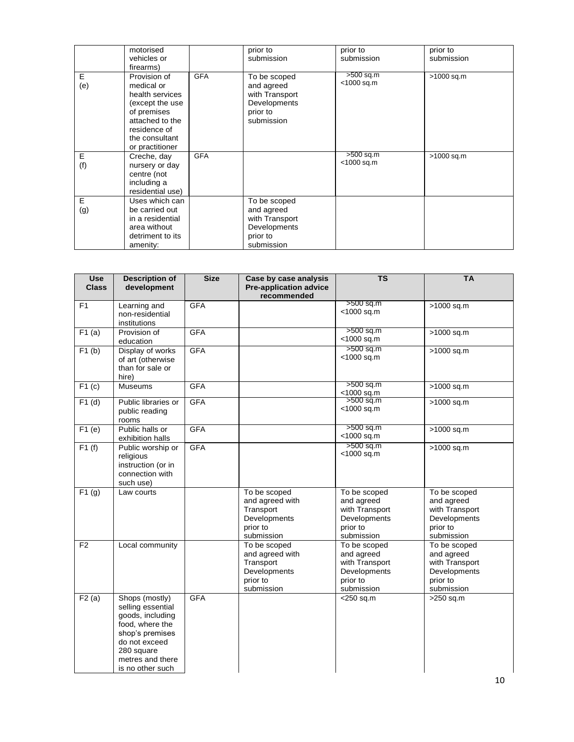|  | motorised vehicles or firearms) |  | prior to submission | prior to submission | prior to submission |
|---|---|---|---|---|---|
| E (e) | Provision of medical or health services (except the use of premises attached to the residence of the consultant or practitioner | GFA | To be scoped and agreed with Transport Developments prior to submission | >500 sq.m <1000 sq.m | >1000 sq.m |
| E (f) | Creche, day nursery or day centre (not including a residential use) | GFA |  | >500 sq.m <1000 sq.m | >1000 sq.m |
| E (g) | Uses which can be carried out in a residential area without detriment to its amenity: |  | To be scoped and agreed with Transport Developments prior to submission |  |  |

| Use Class | Description of development | Size | Case by case analysis Pre-application advice recommended | TS | TA |
|---|---|---|---|---|---|
| F1 | Learning and non-residential institutions | GFA |  | >500 sq.m <1000 sq.m | >1000 sq.m |
| F1 (a) | Provision of education | GFA |  | >500 sq.m <1000 sq.m | >1000 sq.m |
| F1 (b) | Display of works of art (otherwise than for sale or hire) | GFA |  | >500 sq.m <1000 sq.m | >1000 sq.m |
| F1 (c) | Museums | GFA |  | >500 sq.m <1000 sq.m | >1000 sq.m |
| F1 (d) | Public libraries or public reading rooms | GFA |  | >500 sq.m <1000 sq.m | >1000 sq.m |
| F1 (e) | Public halls or exhibition halls | GFA |  | >500 sq.m <1000 sq.m | >1000 sq.m |
| F1 (f) | Public worship or religious instruction (or in connection with such use) | GFA |  | >500 sq.m <1000 sq.m | >1000 sq.m |
| F1 (g) | Law courts |  | To be scoped and agreed with Transport Developments prior to submission | To be scoped and agreed with Transport Developments prior to submission | To be scoped and agreed with Transport Developments prior to submission |
| F2 | Local community |  | To be scoped and agreed with Transport Developments prior to submission | To be scoped and agreed with Transport Developments prior to submission | To be scoped and agreed with Transport Developments prior to submission |
| F2 (a) | Shops (mostly) selling essential goods, including food, where the shop's premises do not exceed 280 square metres and there is no other such | GFA |  | <250 sq.m | >250 sq.m |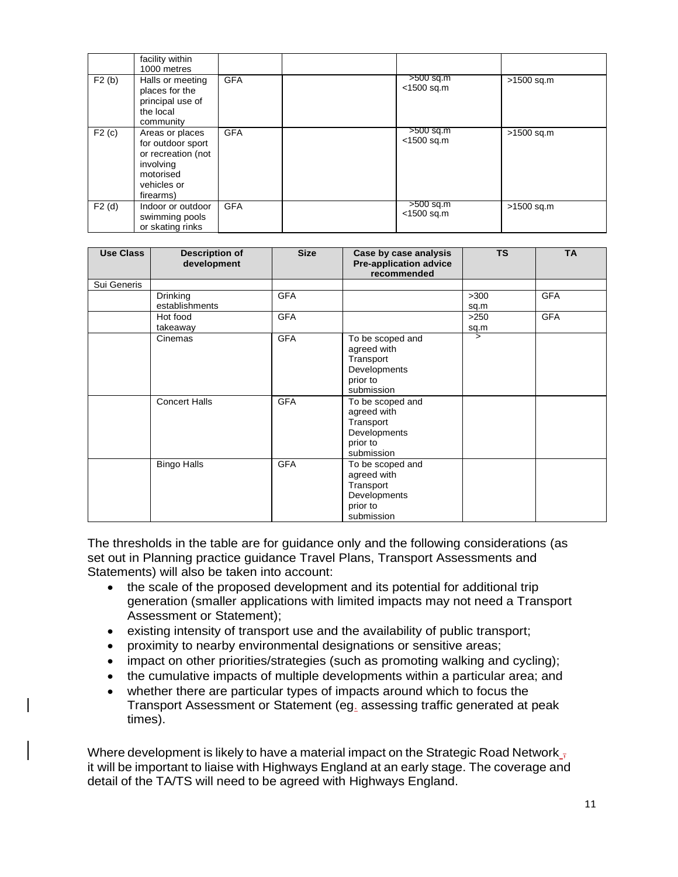| | facility within 1000 metres | | | | |
|---|---|---|---|---|---|
| F2 (b) | Halls or meeting places for the principal use of the local community | GFA | | >500 sq.m <1500 sq.m | >1500 sq.m |
| F2 (c) | Areas or places for outdoor sport or recreation (not involving motorised vehicles or firearms) | GFA | | >500 sq.m <1500 sq.m | >1500 sq.m |
| F2 (d) | Indoor or outdoor swimming pools or skating rinks | GFA | | >500 sq.m <1500 sq.m | >1500 sq.m |

| Use Class | Description of development | Size | Case by case analysis Pre-application advice recommended | TS | TA |
|---|---|---|---|---|---|
| Sui Generis | | | | | |
| | Drinking establishments | GFA | | >300 sq.m | GFA |
| | Hot food takeaway | GFA | | >250 sq.m | GFA |
| | Cinemas | GFA | To be scoped and agreed with Transport Developments prior to submission | > | |
| | Concert Halls | GFA | To be scoped and agreed with Transport Developments prior to submission | | |
| | Bingo Halls | GFA | To be scoped and agreed with Transport Developments prior to submission | | |

The thresholds in the table are for guidance only and the following considerations (as set out in Planning practice guidance Travel Plans, Transport Assessments and Statements) will also be taken into account:

- the scale of the proposed development and its potential for additional trip generation (smaller applications with limited impacts may not need a Transport Assessment or Statement);
- existing intensity of transport use and the availability of public transport;
- proximity to nearby environmental designations or sensitive areas;
- impact on other priorities/strategies (such as promoting walking and cycling);
- the cumulative impacts of multiple developments within a particular area; and
- whether there are particular types of impacts around which to focus the Transport Assessment or Statement (eg. assessing traffic generated at peak times).

Where development is likely to have a material impact on the Strategic Road Network, it will be important to liaise with Highways England at an early stage. The coverage and detail of the TA/TS will need to be agreed with Highways England.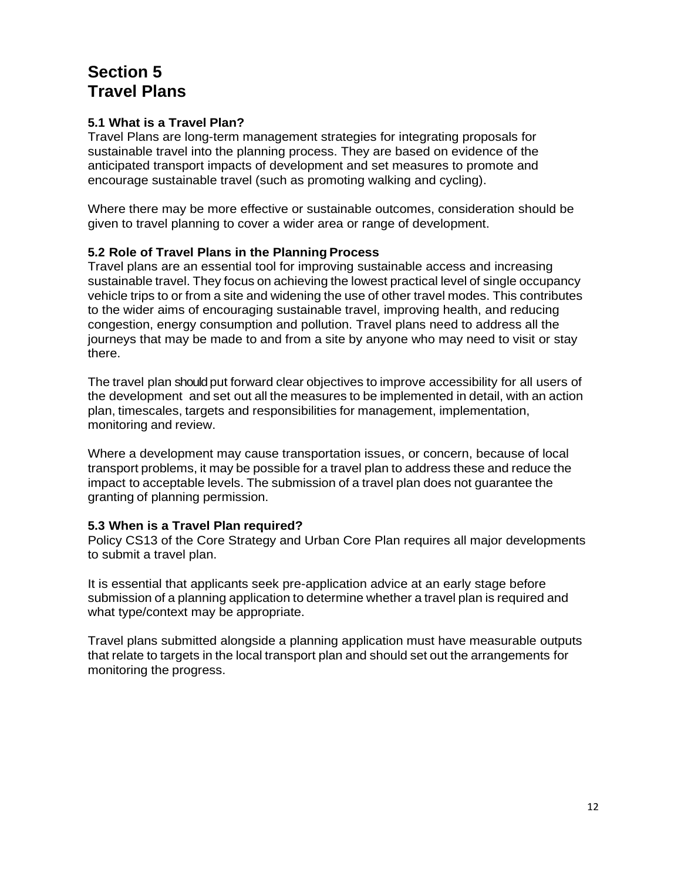# Section 5
# Travel Plans

### 5.1 What is a Travel Plan?

Travel Plans are long-term management strategies for integrating proposals for sustainable travel into the planning process. They are based on evidence of the anticipated transport impacts of development and set measures to promote and encourage sustainable travel (such as promoting walking and cycling).

Where there may be more effective or sustainable outcomes, consideration should be given to travel planning to cover a wider area or range of development.

### 5.2 Role of Travel Plans in the Planning Process

Travel plans are an essential tool for improving sustainable access and increasing sustainable travel. They focus on achieving the lowest practical level of single occupancy vehicle trips to or from a site and widening the use of other travel modes. This contributes to the wider aims of encouraging sustainable travel, improving health, and reducing congestion, energy consumption and pollution. Travel plans need to address all the journeys that may be made to and from a site by anyone who may need to visit or stay there.

The travel plan should put forward clear objectives to improve accessibility for all users of the development and set out all the measures to be implemented in detail, with an action plan, timescales, targets and responsibilities for management, implementation, monitoring and review.

Where a development may cause transportation issues, or concern, because of local transport problems, it may be possible for a travel plan to address these and reduce the impact to acceptable levels. The submission of a travel plan does not guarantee the granting of planning permission.

### 5.3 When is a Travel Plan required?

Policy CS13 of the Core Strategy and Urban Core Plan requires all major developments to submit a travel plan.

It is essential that applicants seek pre-application advice at an early stage before submission of a planning application to determine whether a travel plan is required and what type/context may be appropriate.

Travel plans submitted alongside a planning application must have measurable outputs that relate to targets in the local transport plan and should set out the arrangements for monitoring the progress.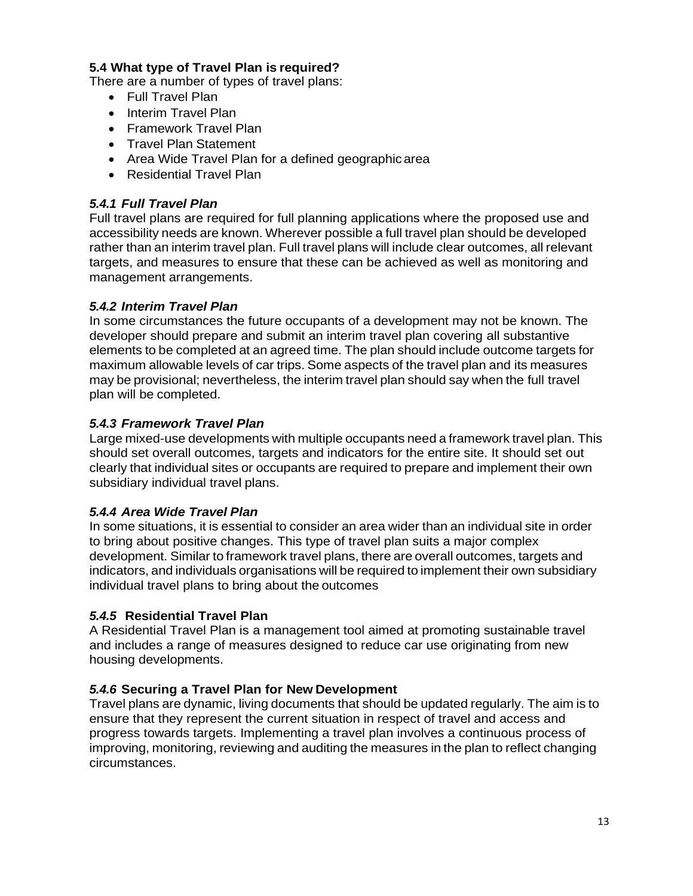### 5.4 What type of Travel Plan is required?

There are a number of types of travel plans:

- Full Travel Plan
- Interim Travel Plan
- Framework Travel Plan
- Travel Plan Statement
- Area Wide Travel Plan for a defined geographic area
- Residential Travel Plan

#### *5.4.1 Full Travel Plan*

Full travel plans are required for full planning applications where the proposed use and accessibility needs are known. Wherever possible a full travel plan should be developed rather than an interim travel plan. Full travel plans will include clear outcomes, all relevant targets, and measures to ensure that these can be achieved as well as monitoring and management arrangements.

#### *5.4.2 Interim Travel Plan*

In some circumstances the future occupants of a development may not be known. The developer should prepare and submit an interim travel plan covering all substantive elements to be completed at an agreed time. The plan should include outcome targets for maximum allowable levels of car trips. Some aspects of the travel plan and its measures may be provisional; nevertheless, the interim travel plan should say when the full travel plan will be completed.

#### *5.4.3 Framework Travel Plan*

Large mixed-use developments with multiple occupants need a framework travel plan. This should set overall outcomes, targets and indicators for the entire site. It should set out clearly that individual sites or occupants are required to prepare and implement their own subsidiary individual travel plans.

#### *5.4.4 Area Wide Travel Plan*

In some situations, it is essential to consider an area wider than an individual site in order to bring about positive changes. This type of travel plan suits a major complex development. Similar to framework travel plans, there are overall outcomes, targets and indicators, and individuals organisations will be required to implement their own subsidiary individual travel plans to bring about the outcomes

#### *5.4.5* **Residential Travel Plan**

A Residential Travel Plan is a management tool aimed at promoting sustainable travel and includes a range of measures designed to reduce car use originating from new housing developments.

#### *5.4.6* **Securing a Travel Plan for New Development**

Travel plans are dynamic, living documents that should be updated regularly. The aim is to ensure that they represent the current situation in respect of travel and access and progress towards targets. Implementing a travel plan involves a continuous process of improving, monitoring, reviewing and auditing the measures in the plan to reflect changing circumstances.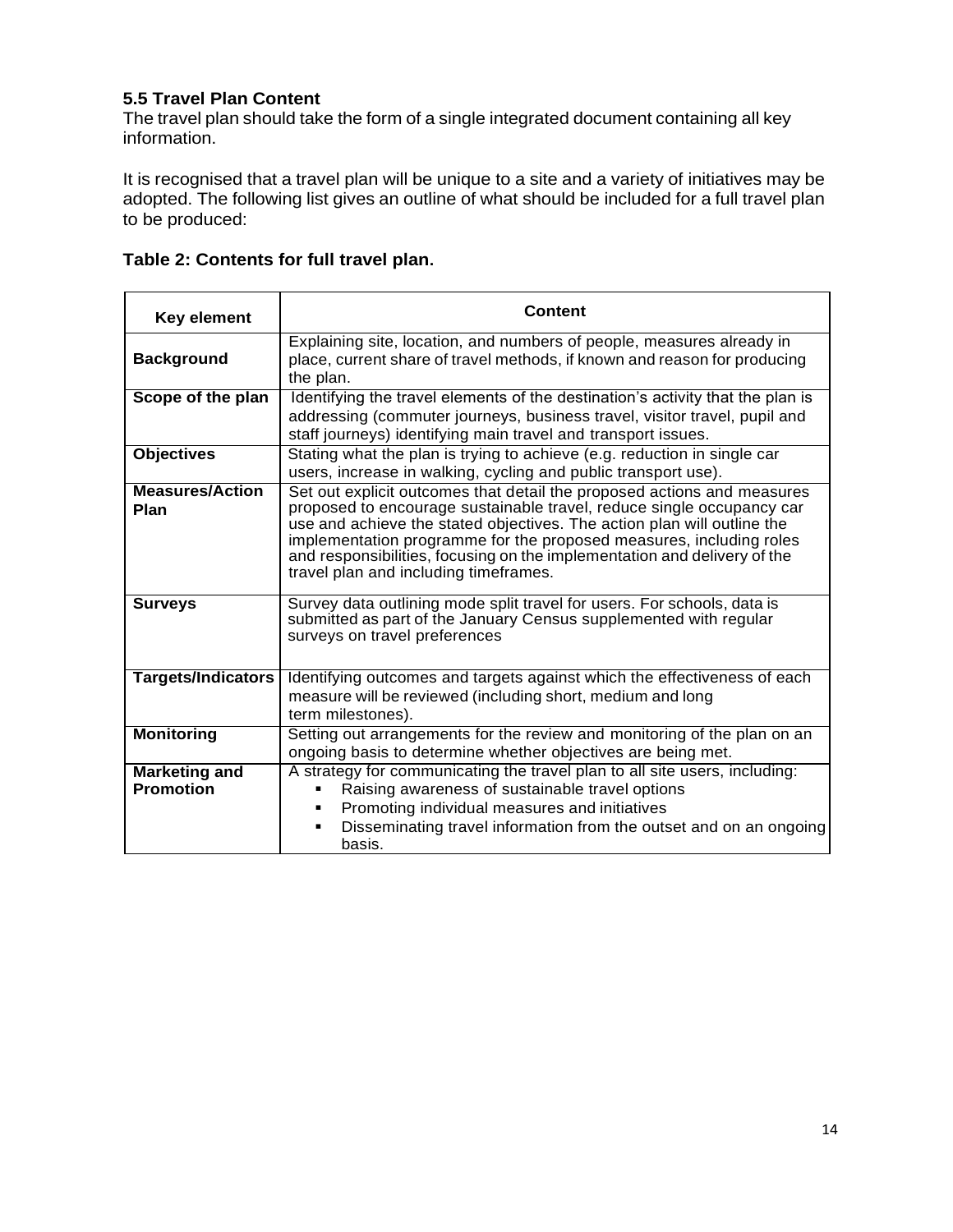### 5.5 Travel Plan Content

The travel plan should take the form of a single integrated document containing all key information.

It is recognised that a travel plan will be unique to a site and a variety of initiatives may be adopted. The following list gives an outline of what should be included for a full travel plan to be produced:

**Table 2: Contents for full travel plan.**

| Key element | Content |
|---|---|
| **Background** | Explaining site, location, and numbers of people, measures already in place, current share of travel methods, if known and reason for producing the plan. |
| **Scope of the plan** | Identifying the travel elements of the destination's activity that the plan is addressing (commuter journeys, business travel, visitor travel, pupil and staff journeys) identifying main travel and transport issues. |
| **Objectives** | Stating what the plan is trying to achieve (e.g. reduction in single car users, increase in walking, cycling and public transport use). |
| **Measures/Action Plan** | Set out explicit outcomes that detail the proposed actions and measures proposed to encourage sustainable travel, reduce single occupancy car use and achieve the stated objectives. The action plan will outline the implementation programme for the proposed measures, including roles and responsibilities, focusing on the implementation and delivery of the travel plan and including timeframes. |
| **Surveys** | Survey data outlining mode split travel for users. For schools, data is submitted as part of the January Census supplemented with regular surveys on travel preferences |
| **Targets/Indicators** | Identifying outcomes and targets against which the effectiveness of each measure will be reviewed (including short, medium and long term milestones). |
| **Monitoring** | Setting out arrangements for the review and monitoring of the plan on an ongoing basis to determine whether objectives are being met. |
| **Marketing and Promotion** | A strategy for communicating the travel plan to all site users, including:<br>▪ Raising awareness of sustainable travel options<br>▪ Promoting individual measures and initiatives<br>▪ Disseminating travel information from the outset and on an ongoing basis. |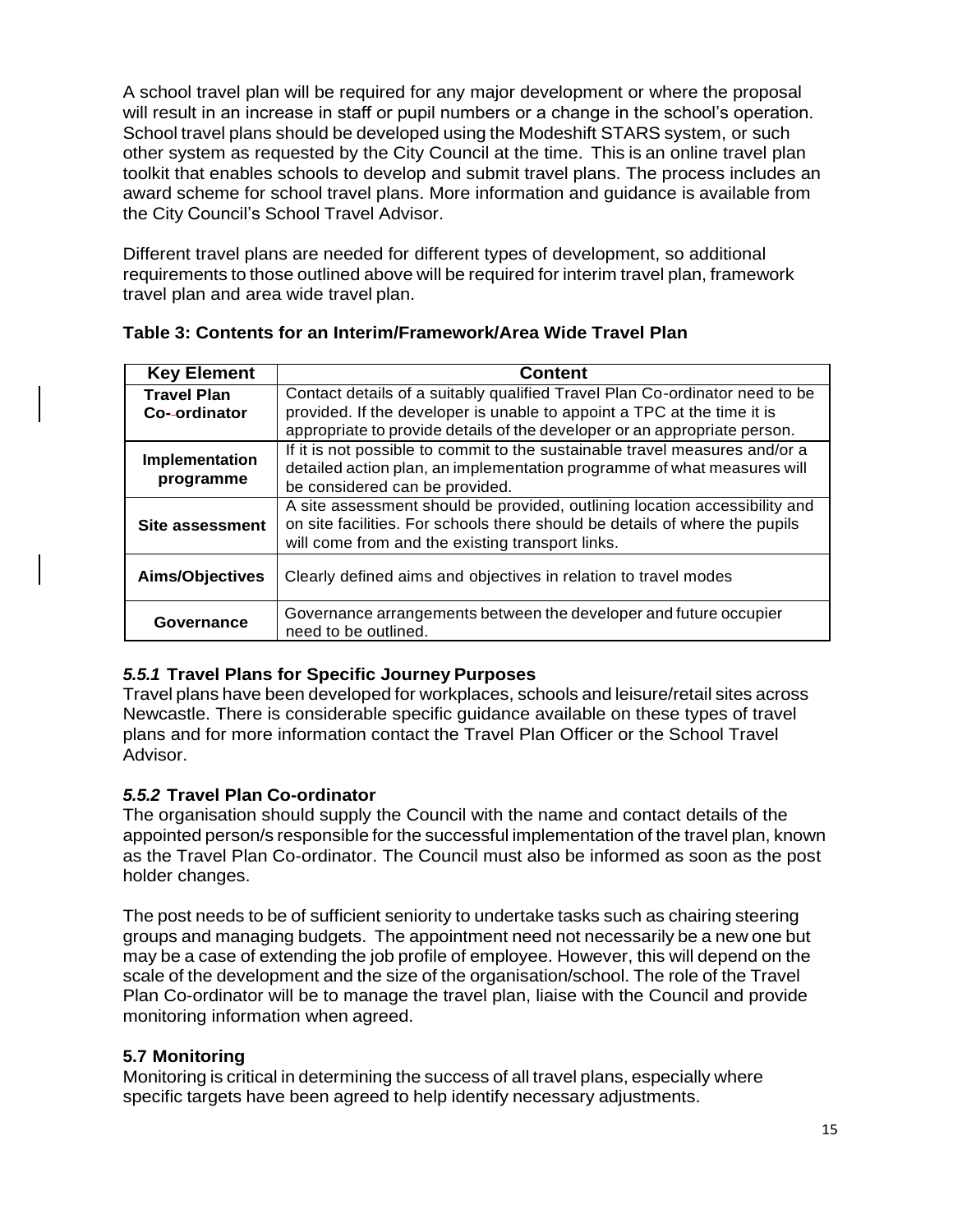A school travel plan will be required for any major development or where the proposal will result in an increase in staff or pupil numbers or a change in the school's operation. School travel plans should be developed using the Modeshift STARS system, or such other system as requested by the City Council at the time. This is an online travel plan toolkit that enables schools to develop and submit travel plans. The process includes an award scheme for school travel plans. More information and guidance is available from the City Council's School Travel Advisor.

Different travel plans are needed for different types of development, so additional requirements to those outlined above will be required for interim travel plan, framework travel plan and area wide travel plan.

**Table 3: Contents for an Interim/Framework/Area Wide Travel Plan**

| Key Element | Content |
|---|---|
| **Travel Plan Co-ordinator** | Contact details of a suitably qualified Travel Plan Co-ordinator need to be provided. If the developer is unable to appoint a TPC at the time it is appropriate to provide details of the developer or an appropriate person. |
| **Implementation programme** | If it is not possible to commit to the sustainable travel measures and/or a detailed action plan, an implementation programme of what measures will be considered can be provided. |
| **Site assessment** | A site assessment should be provided, outlining location accessibility and on site facilities. For schools there should be details of where the pupils will come from and the existing transport links. |
| **Aims/Objectives** | Clearly defined aims and objectives in relation to travel modes |
| **Governance** | Governance arrangements between the developer and future occupier need to be outlined. |

### *5.5.1* Travel Plans for Specific Journey Purposes

Travel plans have been developed for workplaces, schools and leisure/retail sites across Newcastle. There is considerable specific guidance available on these types of travel plans and for more information contact the Travel Plan Officer or the School Travel Advisor.

### *5.5.2* Travel Plan Co-ordinator

The organisation should supply the Council with the name and contact details of the appointed person/s responsible for the successful implementation of the travel plan, known as the Travel Plan Co-ordinator. The Council must also be informed as soon as the post holder changes.

The post needs to be of sufficient seniority to undertake tasks such as chairing steering groups and managing budgets. The appointment need not necessarily be a new one but may be a case of extending the job profile of employee. However, this will depend on the scale of the development and the size of the organisation/school. The role of the Travel Plan Co-ordinator will be to manage the travel plan, liaise with the Council and provide monitoring information when agreed.

## 5.7 Monitoring

Monitoring is critical in determining the success of all travel plans, especially where specific targets have been agreed to help identify necessary adjustments.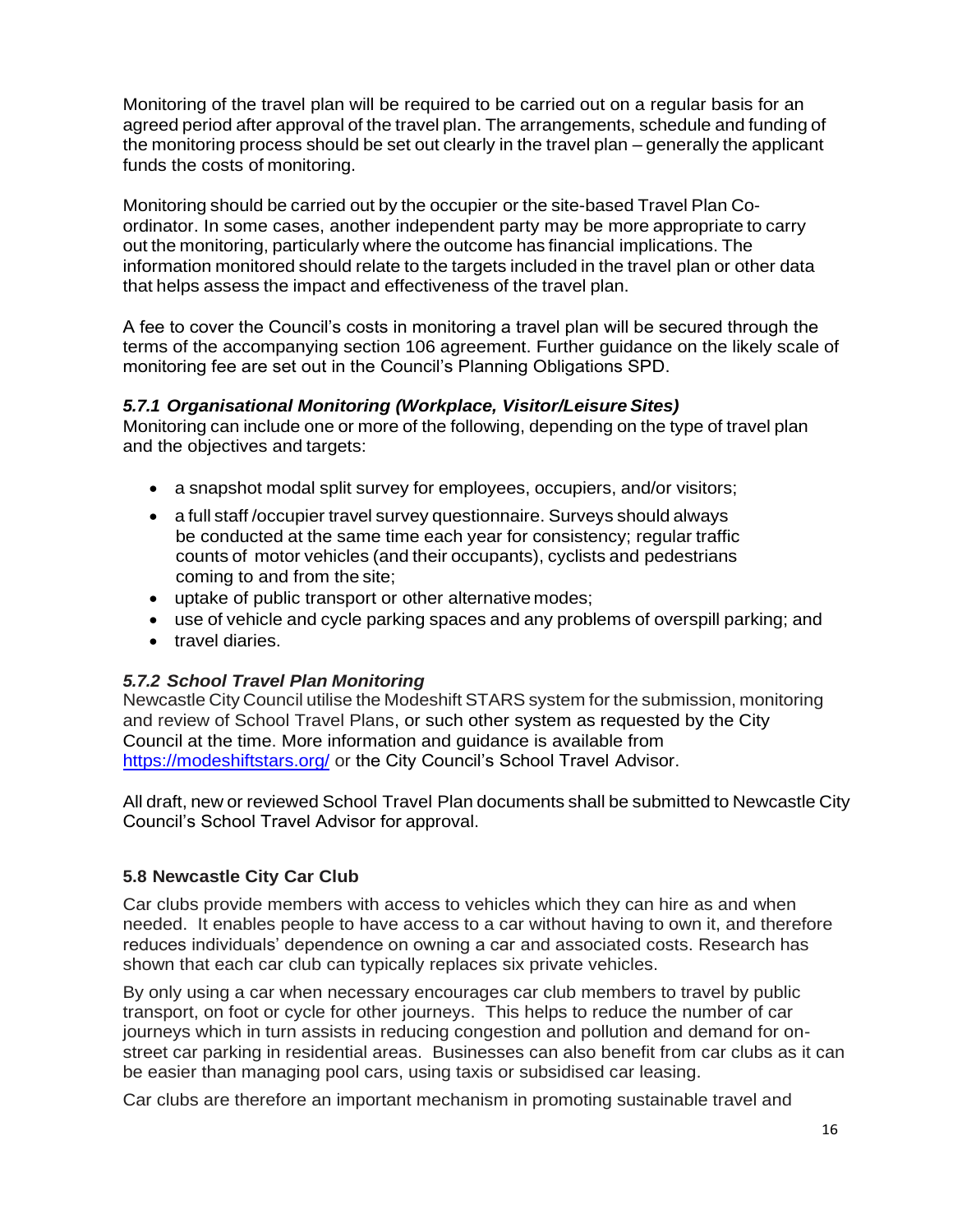Monitoring of the travel plan will be required to be carried out on a regular basis for an agreed period after approval of the travel plan. The arrangements, schedule and funding of the monitoring process should be set out clearly in the travel plan – generally the applicant funds the costs of monitoring.

Monitoring should be carried out by the occupier or the site-based Travel Plan Co-ordinator. In some cases, another independent party may be more appropriate to carry out the monitoring, particularly where the outcome has financial implications. The information monitored should relate to the targets included in the travel plan or other data that helps assess the impact and effectiveness of the travel plan.

A fee to cover the Council's costs in monitoring a travel plan will be secured through the terms of the accompanying section 106 agreement. Further guidance on the likely scale of monitoring fee are set out in the Council's Planning Obligations SPD.

#### *5.7.1 Organisational Monitoring (Workplace, Visitor/Leisure Sites)*

Monitoring can include one or more of the following, depending on the type of travel plan and the objectives and targets:

- a snapshot modal split survey for employees, occupiers, and/or visitors;
- a full staff /occupier travel survey questionnaire. Surveys should always be conducted at the same time each year for consistency; regular traffic counts of motor vehicles (and their occupants), cyclists and pedestrians coming to and from the site;
- uptake of public transport or other alternative modes;
- use of vehicle and cycle parking spaces and any problems of overspill parking; and
- travel diaries.

#### *5.7.2 School Travel Plan Monitoring*

Newcastle City Council utilise the Modeshift STARS system for the submission, monitoring and review of School Travel Plans, or such other system as requested by the City Council at the time. More information and guidance is available from [https://modeshiftstars.org/](https://modeshiftstars.org/) or the City Council's School Travel Advisor.

All draft, new or reviewed School Travel Plan documents shall be submitted to Newcastle City Council's School Travel Advisor for approval.

### 5.8 Newcastle City Car Club

Car clubs provide members with access to vehicles which they can hire as and when needed. It enables people to have access to a car without having to own it, and therefore reduces individuals' dependence on owning a car and associated costs. Research has shown that each car club can typically replaces six private vehicles.

By only using a car when necessary encourages car club members to travel by public transport, on foot or cycle for other journeys. This helps to reduce the number of car journeys which in turn assists in reducing congestion and pollution and demand for on-street car parking in residential areas. Businesses can also benefit from car clubs as it can be easier than managing pool cars, using taxis or subsidised car leasing.

Car clubs are therefore an important mechanism in promoting sustainable travel and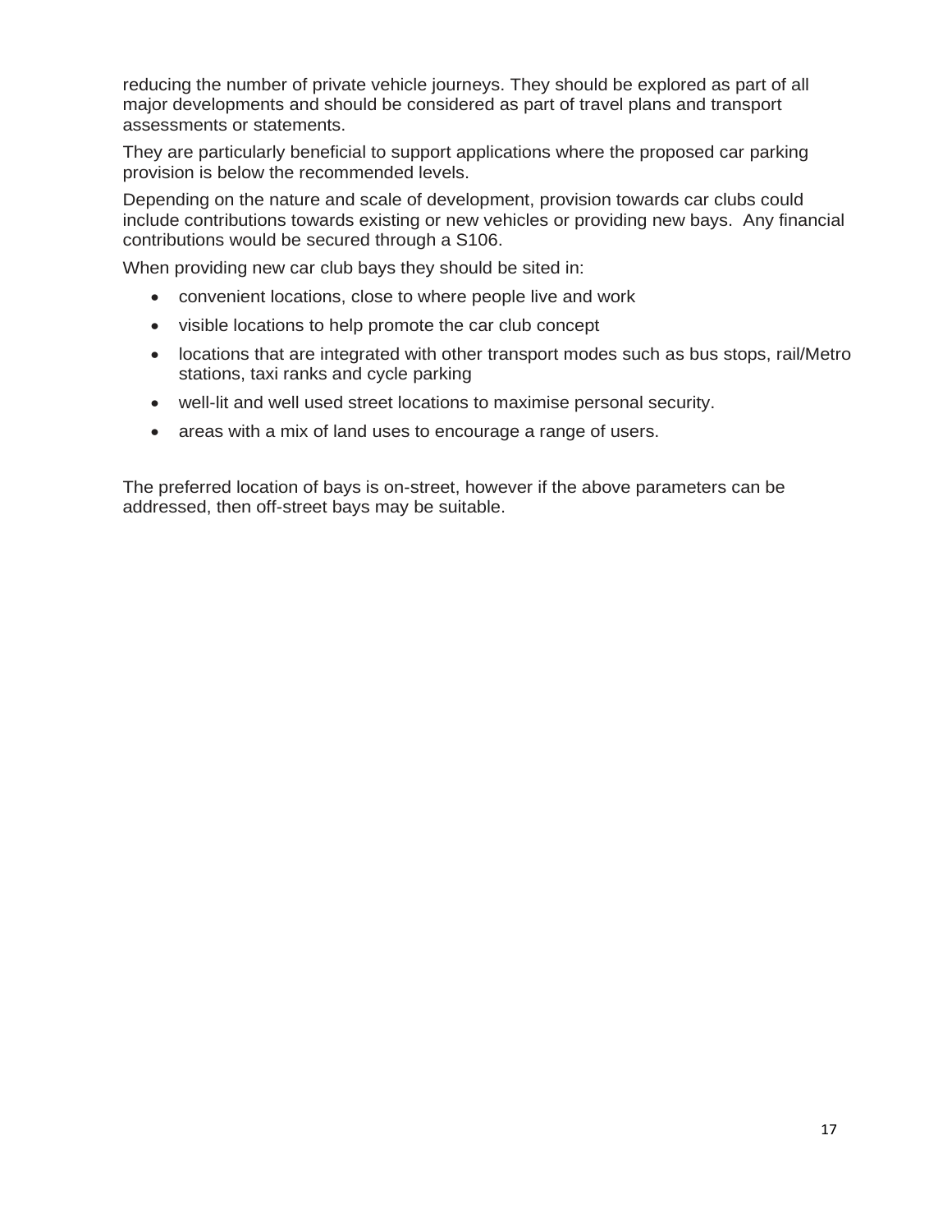reducing the number of private vehicle journeys. They should be explored as part of all major developments and should be considered as part of travel plans and transport assessments or statements.

They are particularly beneficial to support applications where the proposed car parking provision is below the recommended levels.

Depending on the nature and scale of development, provision towards car clubs could include contributions towards existing or new vehicles or providing new bays. Any financial contributions would be secured through a S106.

When providing new car club bays they should be sited in:

- convenient locations, close to where people live and work
- visible locations to help promote the car club concept
- locations that are integrated with other transport modes such as bus stops, rail/Metro stations, taxi ranks and cycle parking
- well-lit and well used street locations to maximise personal security.
- areas with a mix of land uses to encourage a range of users.

The preferred location of bays is on-street, however if the above parameters can be addressed, then off-street bays may be suitable.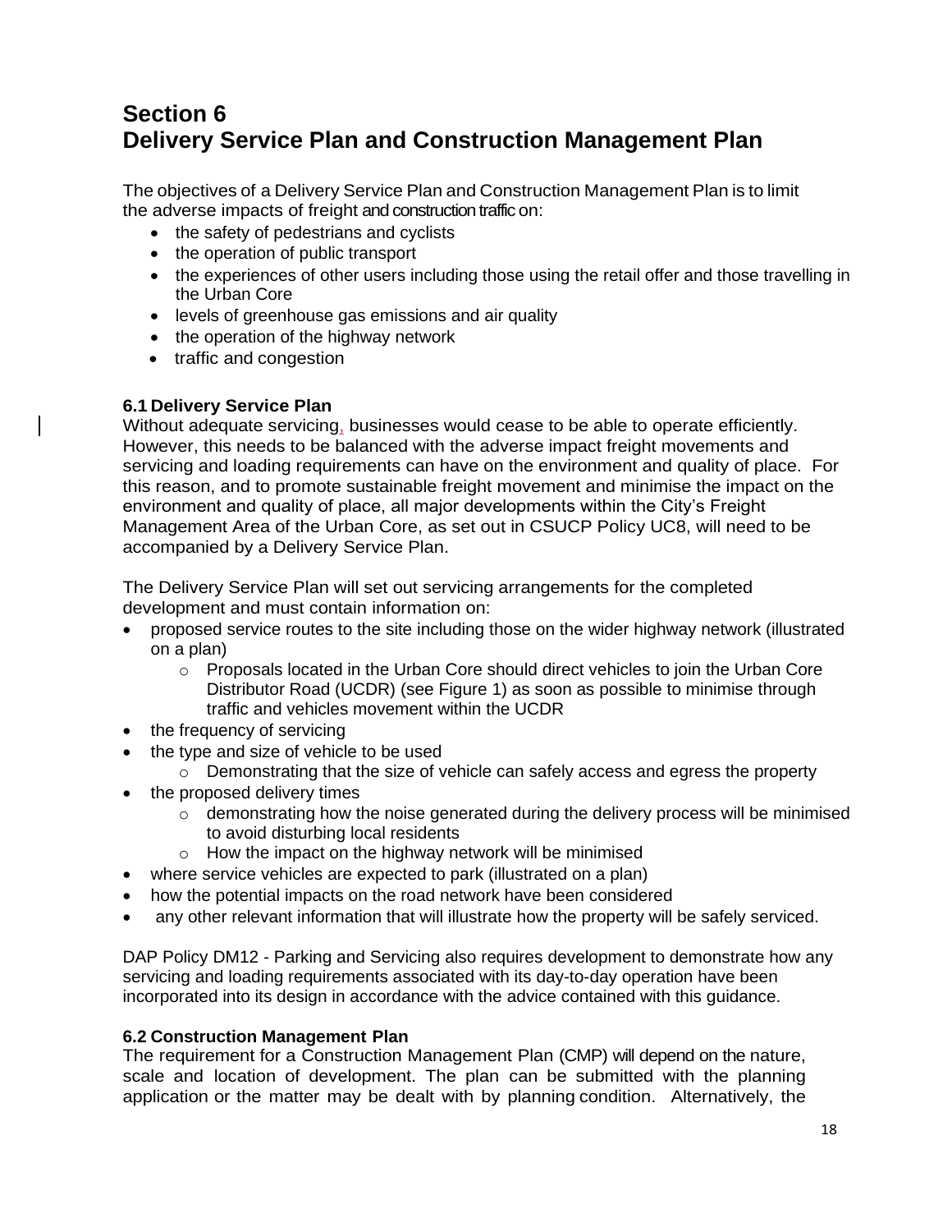# Section 6
# Delivery Service Plan and Construction Management Plan

The objectives of a Delivery Service Plan and Construction Management Plan is to limit the adverse impacts of freight and construction traffic on:

- the safety of pedestrians and cyclists
- the operation of public transport
- the experiences of other users including those using the retail offer and those travelling in the Urban Core
- levels of greenhouse gas emissions and air quality
- the operation of the highway network
- traffic and congestion

### 6.1 Delivery Service Plan

Without adequate servicing, businesses would cease to be able to operate efficiently. However, this needs to be balanced with the adverse impact freight movements and servicing and loading requirements can have on the environment and quality of place. For this reason, and to promote sustainable freight movement and minimise the impact on the environment and quality of place, all major developments within the City's Freight Management Area of the Urban Core, as set out in CSUCP Policy UC8, will need to be accompanied by a Delivery Service Plan.

The Delivery Service Plan will set out servicing arrangements for the completed development and must contain information on:

- proposed service routes to the site including those on the wider highway network (illustrated on a plan)
  - Proposals located in the Urban Core should direct vehicles to join the Urban Core Distributor Road (UCDR) (see Figure 1) as soon as possible to minimise through traffic and vehicles movement within the UCDR
- the frequency of servicing
- the type and size of vehicle to be used
  - Demonstrating that the size of vehicle can safely access and egress the property
- the proposed delivery times
  - demonstrating how the noise generated during the delivery process will be minimised to avoid disturbing local residents
  - How the impact on the highway network will be minimised
- where service vehicles are expected to park (illustrated on a plan)
- how the potential impacts on the road network have been considered
- any other relevant information that will illustrate how the property will be safely serviced.

DAP Policy DM12 - Parking and Servicing also requires development to demonstrate how any servicing and loading requirements associated with its day-to-day operation have been incorporated into its design in accordance with the advice contained with this guidance.

### 6.2 Construction Management Plan

The requirement for a Construction Management Plan (CMP) will depend on the nature, scale and location of development. The plan can be submitted with the planning application or the matter may be dealt with by planning condition. Alternatively, the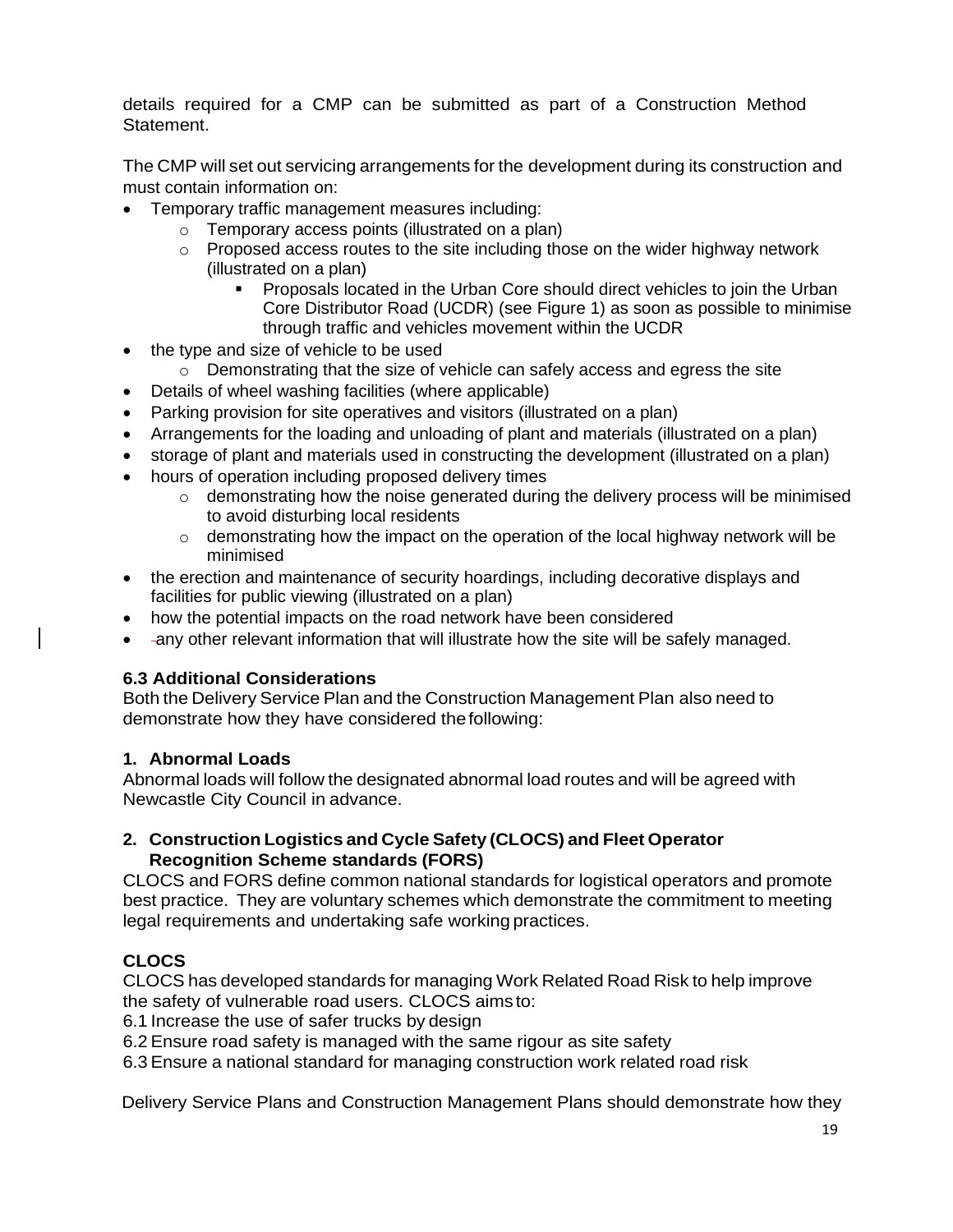details required for a CMP can be submitted as part of a Construction Method Statement.

The CMP will set out servicing arrangements for the development during its construction and must contain information on:

- Temporary traffic management measures including:
  - Temporary access points (illustrated on a plan)
  - Proposed access routes to the site including those on the wider highway network (illustrated on a plan)
    - Proposals located in the Urban Core should direct vehicles to join the Urban Core Distributor Road (UCDR) (see Figure 1) as soon as possible to minimise through traffic and vehicles movement within the UCDR
- the type and size of vehicle to be used
  - Demonstrating that the size of vehicle can safely access and egress the site
- Details of wheel washing facilities (where applicable)
- Parking provision for site operatives and visitors (illustrated on a plan)
- Arrangements for the loading and unloading of plant and materials (illustrated on a plan)
- storage of plant and materials used in constructing the development (illustrated on a plan)
- hours of operation including proposed delivery times
  - demonstrating how the noise generated during the delivery process will be minimised to avoid disturbing local residents
  - demonstrating how the impact on the operation of the local highway network will be minimised
- the erection and maintenance of security hoardings, including decorative displays and facilities for public viewing (illustrated on a plan)
- how the potential impacts on the road network have been considered
- any other relevant information that will illustrate how the site will be safely managed.

### 6.3 Additional Considerations

Both the Delivery Service Plan and the Construction Management Plan also need to demonstrate how they have considered the following:

#### 1. Abnormal Loads

Abnormal loads will follow the designated abnormal load routes and will be agreed with Newcastle City Council in advance.

#### 2. Construction Logistics and Cycle Safety (CLOCS) and Fleet Operator Recognition Scheme standards (FORS)

CLOCS and FORS define common national standards for logistical operators and promote best practice. They are voluntary schemes which demonstrate the commitment to meeting legal requirements and undertaking safe working practices.

#### CLOCS

CLOCS has developed standards for managing Work Related Road Risk to help improve the safety of vulnerable road users. CLOCS aims to:

6.1 Increase the use of safer trucks by design
6.2 Ensure road safety is managed with the same rigour as site safety
6.3 Ensure a national standard for managing construction work related road risk

Delivery Service Plans and Construction Management Plans should demonstrate how they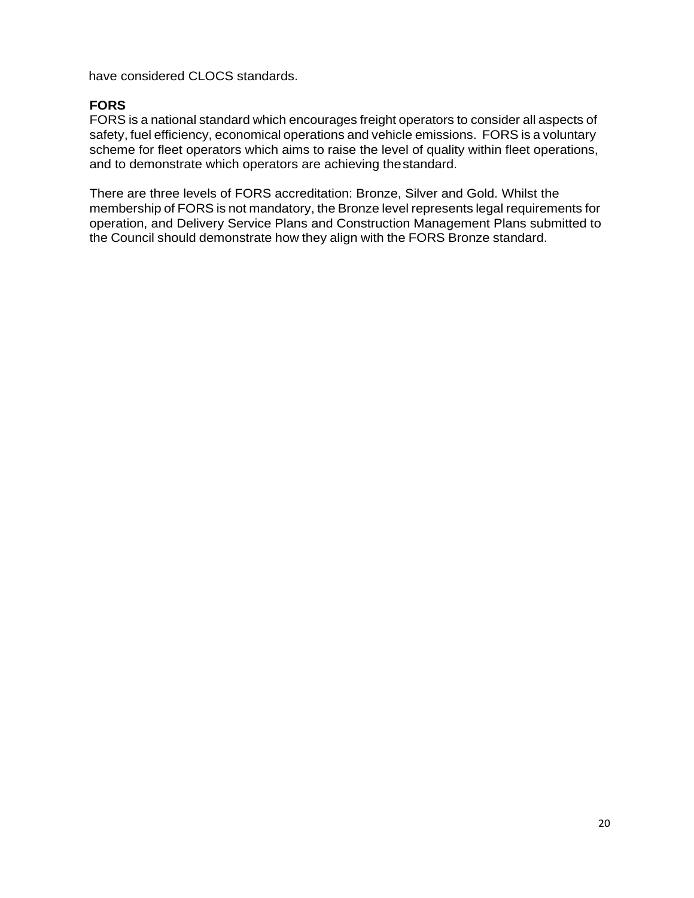have considered CLOCS standards.

**FORS**

FORS is a national standard which encourages freight operators to consider all aspects of safety, fuel efficiency, economical operations and vehicle emissions. FORS is a voluntary scheme for fleet operators which aims to raise the level of quality within fleet operations, and to demonstrate which operators are achieving the standard.

There are three levels of FORS accreditation: Bronze, Silver and Gold. Whilst the membership of FORS is not mandatory, the Bronze level represents legal requirements for operation, and Delivery Service Plans and Construction Management Plans submitted to the Council should demonstrate how they align with the FORS Bronze standard.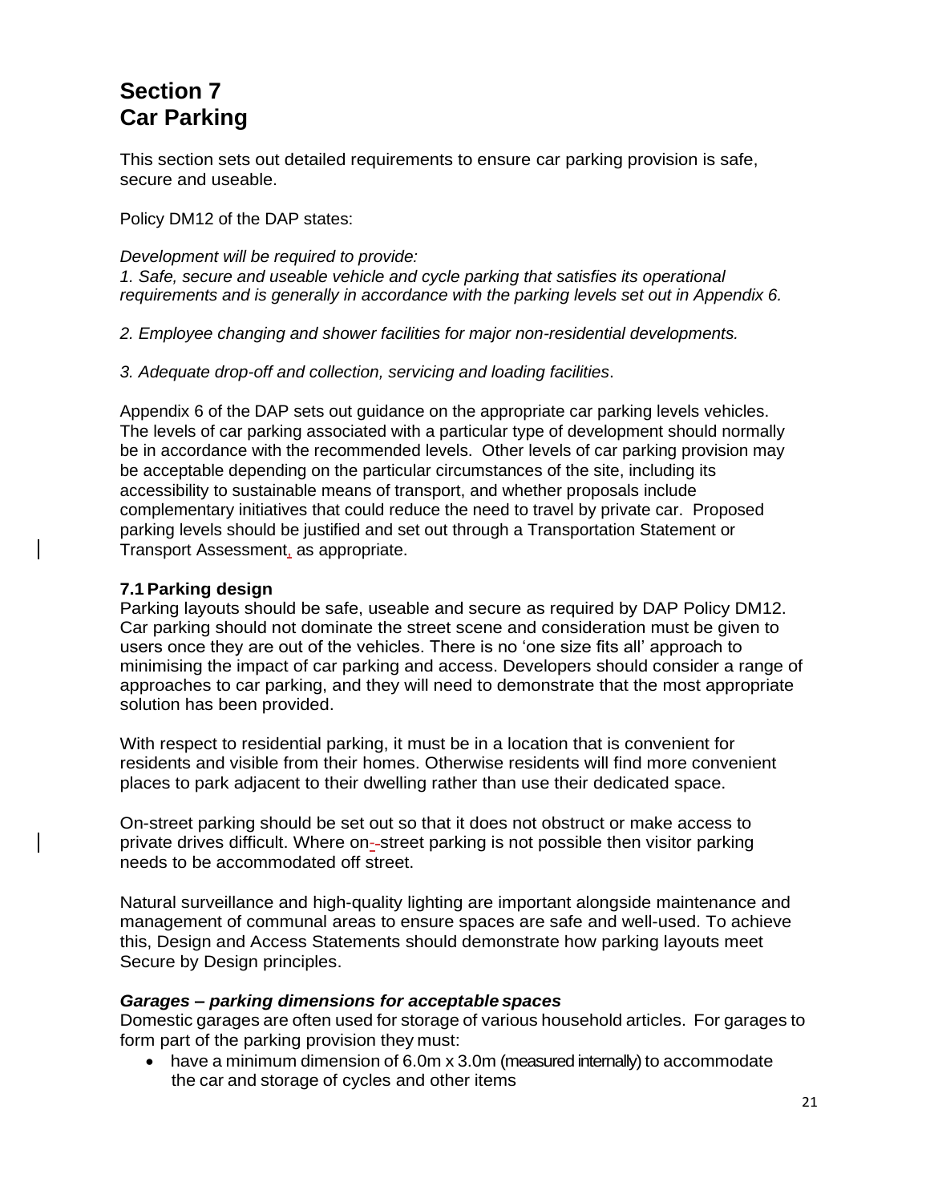# Section 7
# Car Parking

This section sets out detailed requirements to ensure car parking provision is safe, secure and useable.

Policy DM12 of the DAP states:

*Development will be required to provide:*
*1. Safe, secure and useable vehicle and cycle parking that satisfies its operational requirements and is generally in accordance with the parking levels set out in Appendix 6.*

*2. Employee changing and shower facilities for major non-residential developments.*

*3. Adequate drop-off and collection, servicing and loading facilities*.

Appendix 6 of the DAP sets out guidance on the appropriate car parking levels vehicles. The levels of car parking associated with a particular type of development should normally be in accordance with the recommended levels. Other levels of car parking provision may be acceptable depending on the particular circumstances of the site, including its accessibility to sustainable means of transport, and whether proposals include complementary initiatives that could reduce the need to travel by private car. Proposed parking levels should be justified and set out through a Transportation Statement or Transport Assessment, as appropriate.

### 7.1 Parking design

Parking layouts should be safe, useable and secure as required by DAP Policy DM12. Car parking should not dominate the street scene and consideration must be given to users once they are out of the vehicles. There is no 'one size fits all' approach to minimising the impact of car parking and access. Developers should consider a range of approaches to car parking, and they will need to demonstrate that the most appropriate solution has been provided.

With respect to residential parking, it must be in a location that is convenient for residents and visible from their homes. Otherwise residents will find more convenient places to park adjacent to their dwelling rather than use their dedicated space.

On-street parking should be set out so that it does not obstruct or make access to private drives difficult. Where on-street parking is not possible then visitor parking needs to be accommodated off street.

Natural surveillance and high-quality lighting are important alongside maintenance and management of communal areas to ensure spaces are safe and well-used. To achieve this, Design and Access Statements should demonstrate how parking layouts meet Secure by Design principles.

***Garages – parking dimensions for acceptable spaces***

Domestic garages are often used for storage of various household articles. For garages to form part of the parking provision they must:

- have a minimum dimension of 6.0m x 3.0m (measured internally) to accommodate the car and storage of cycles and other items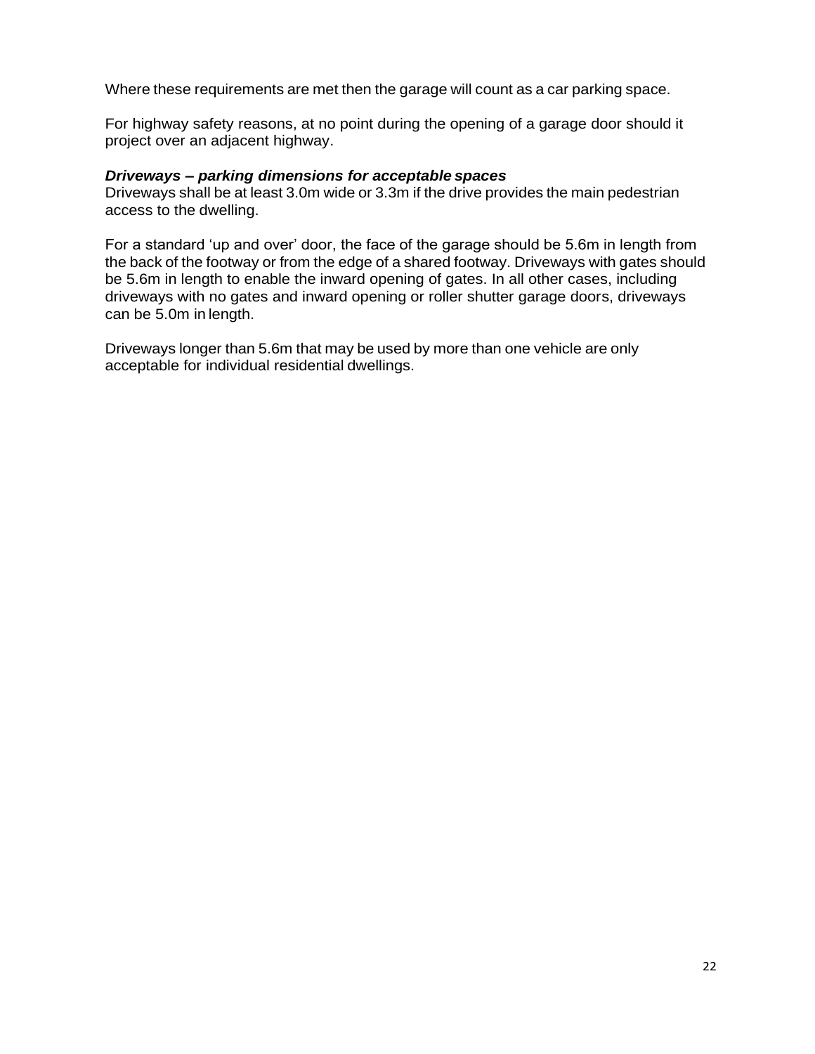Where these requirements are met then the garage will count as a car parking space.

For highway safety reasons, at no point during the opening of a garage door should it project over an adjacent highway.

***Driveways – parking dimensions for acceptable spaces***

Driveways shall be at least 3.0m wide or 3.3m if the drive provides the main pedestrian access to the dwelling.

For a standard 'up and over' door, the face of the garage should be 5.6m in length from the back of the footway or from the edge of a shared footway. Driveways with gates should be 5.6m in length to enable the inward opening of gates. In all other cases, including driveways with no gates and inward opening or roller shutter garage doors, driveways can be 5.0m in length.

Driveways longer than 5.6m that may be used by more than one vehicle are only acceptable for individual residential dwellings.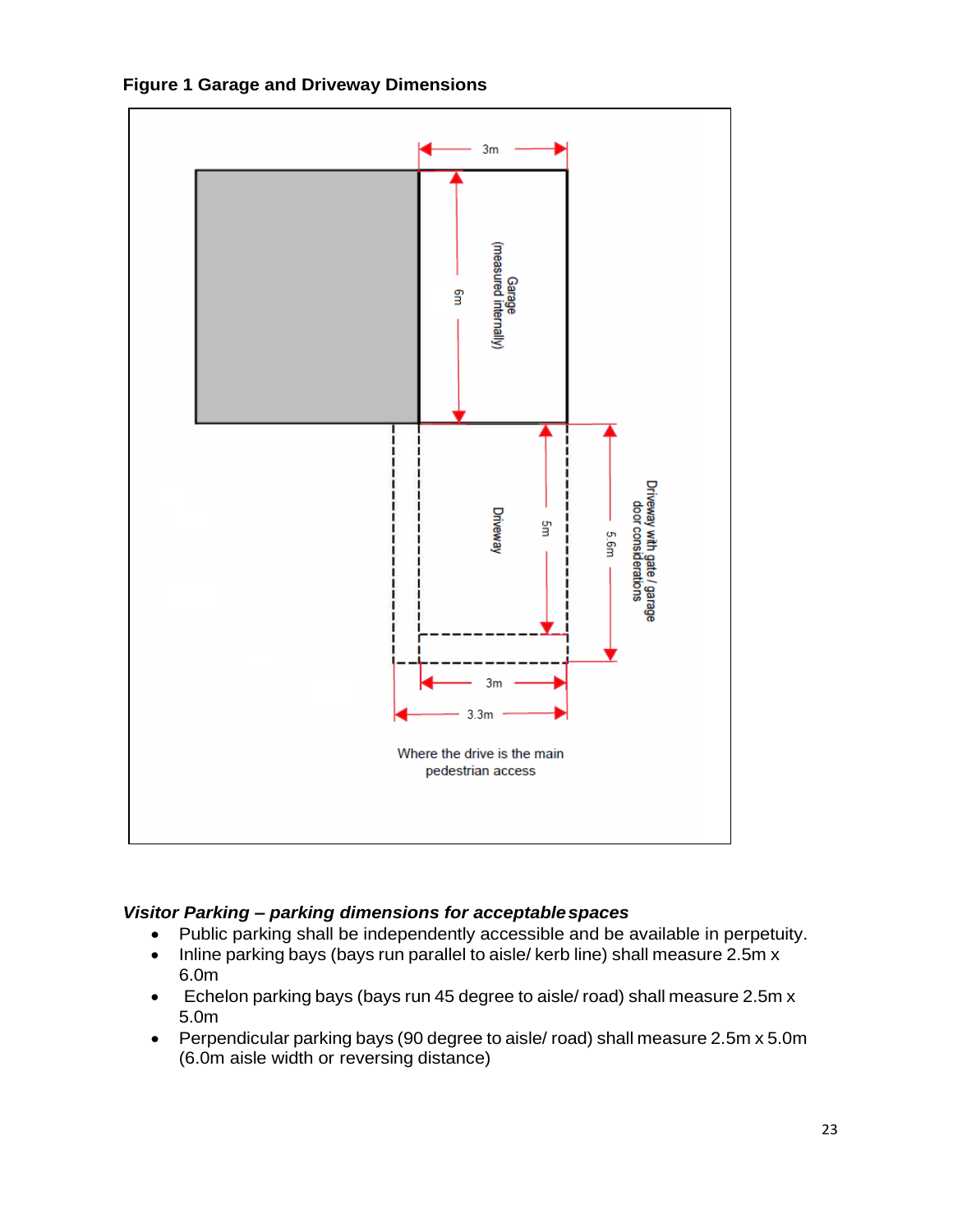**Figure 1 Garage and Driveway Dimensions**

3m

Garage (measured internally)

6m

Driveway

5m

5.6m

Driveway with gate / garage door considerations

3m

3.3m

Where the drive is the main pedestrian access

***Visitor Parking – parking dimensions for acceptable spaces***

- Public parking shall be independently accessible and be available in perpetuity.
- Inline parking bays (bays run parallel to aisle/ kerb line) shall measure 2.5m x 6.0m
- Echelon parking bays (bays run 45 degree to aisle/ road) shall measure 2.5m x 5.0m
- Perpendicular parking bays (90 degree to aisle/ road) shall measure 2.5m x 5.0m (6.0m aisle width or reversing distance)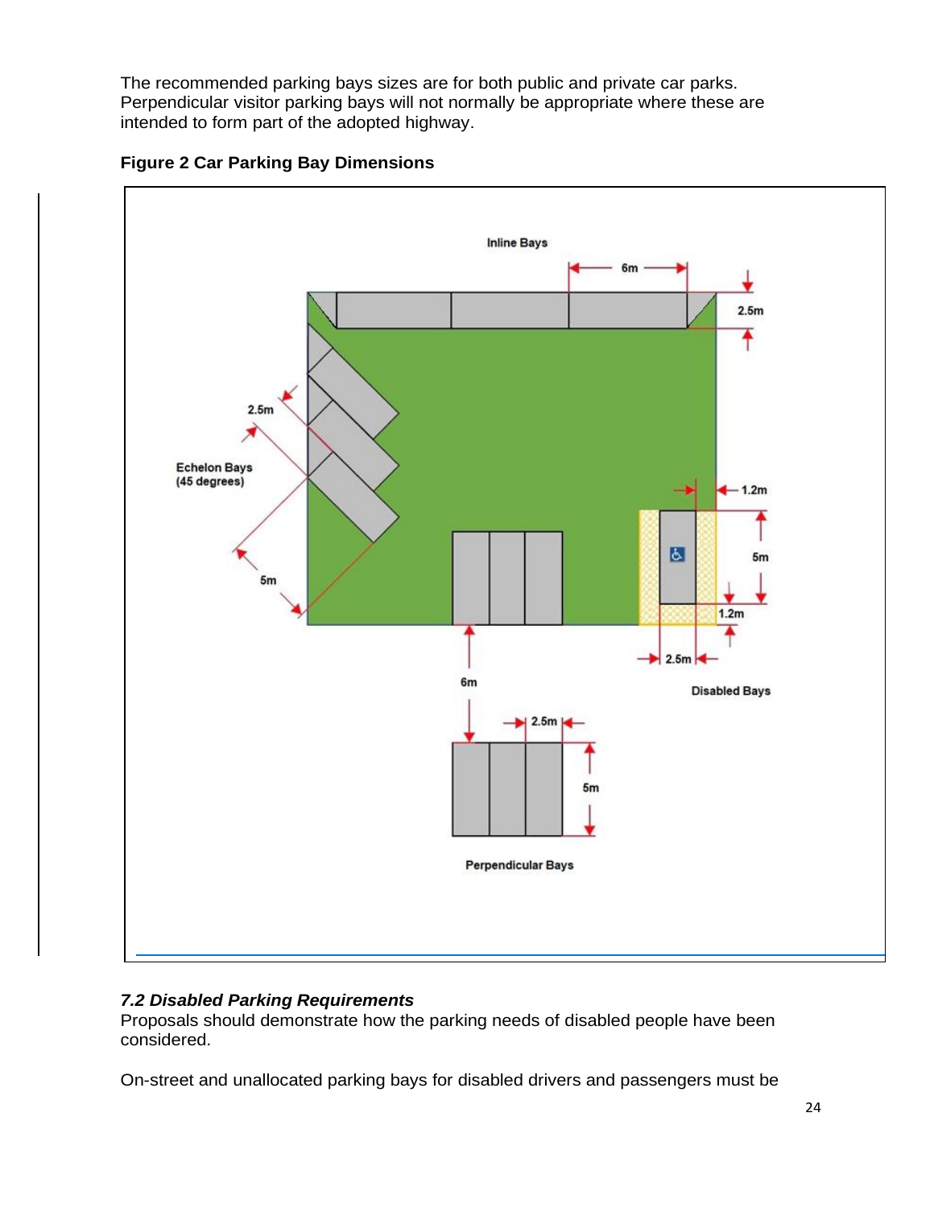The recommended parking bays sizes are for both public and private car parks. Perpendicular visitor parking bays will not normally be appropriate where these are intended to form part of the adopted highway.

**Figure 2 Car Parking Bay Dimensions**

Inline Bays

6m

2.5m

2.5m

Echelon Bays (45 degrees)

5m

1.2m

5m

1.2m

6m

2.5m

Disabled Bays

2.5m

5m

Perpendicular Bays

### *7.2 Disabled Parking Requirements*

Proposals should demonstrate how the parking needs of disabled people have been considered.

On-street and unallocated parking bays for disabled drivers and passengers must be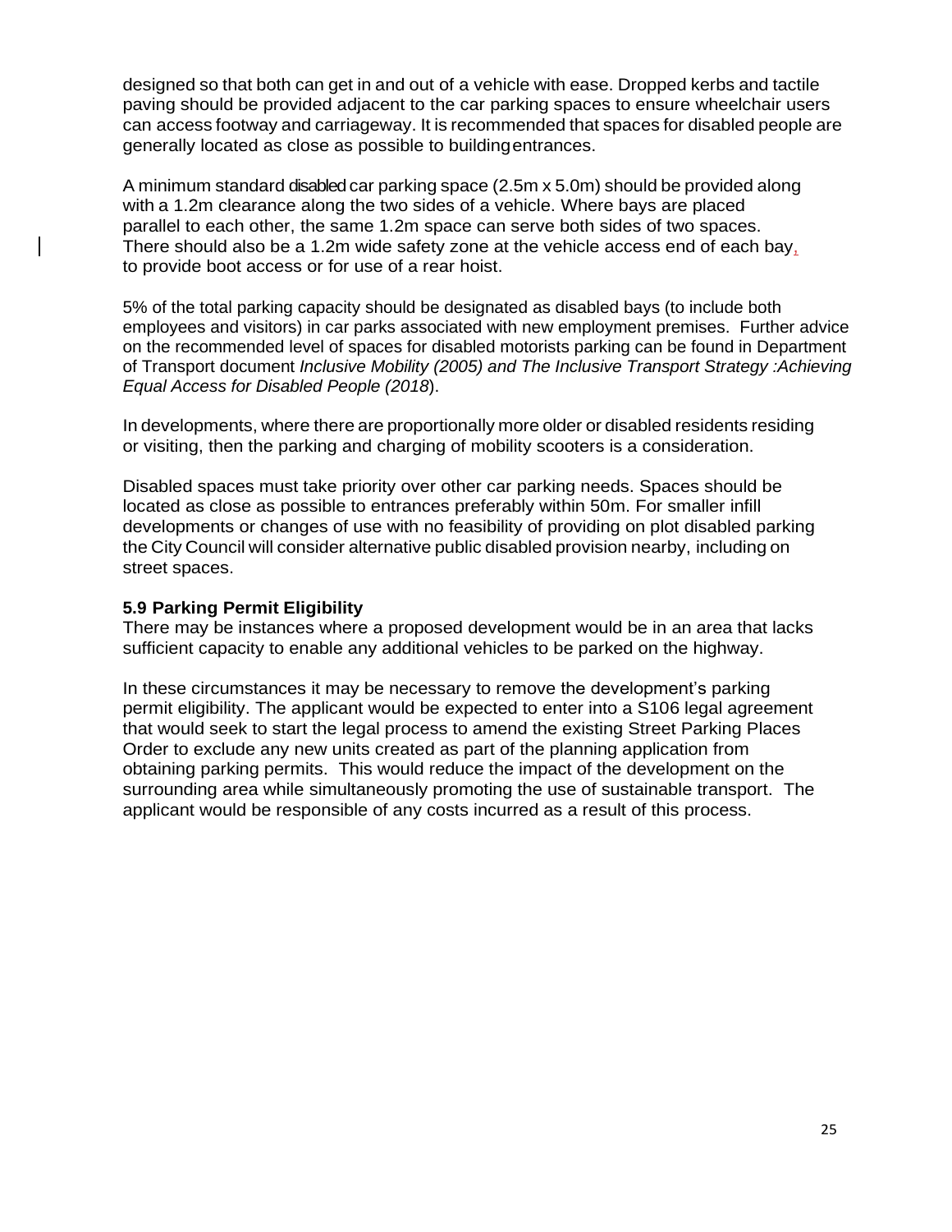designed so that both can get in and out of a vehicle with ease. Dropped kerbs and tactile paving should be provided adjacent to the car parking spaces to ensure wheelchair users can access footway and carriageway. It is recommended that spaces for disabled people are generally located as close as possible to building entrances.

A minimum standard disabled car parking space (2.5m x 5.0m) should be provided along with a 1.2m clearance along the two sides of a vehicle. Where bays are placed parallel to each other, the same 1.2m space can serve both sides of two spaces. There should also be a 1.2m wide safety zone at the vehicle access end of each bay, to provide boot access or for use of a rear hoist.

5% of the total parking capacity should be designated as disabled bays (to include both employees and visitors) in car parks associated with new employment premises. Further advice on the recommended level of spaces for disabled motorists parking can be found in Department of Transport document *Inclusive Mobility (2005) and The Inclusive Transport Strategy :Achieving Equal Access for Disabled People (2018*).

In developments, where there are proportionally more older or disabled residents residing or visiting, then the parking and charging of mobility scooters is a consideration.

Disabled spaces must take priority over other car parking needs. Spaces should be located as close as possible to entrances preferably within 50m. For smaller infill developments or changes of use with no feasibility of providing on plot disabled parking the City Council will consider alternative public disabled provision nearby, including on street spaces.

### 5.9 Parking Permit Eligibility

There may be instances where a proposed development would be in an area that lacks sufficient capacity to enable any additional vehicles to be parked on the highway.

In these circumstances it may be necessary to remove the development's parking permit eligibility. The applicant would be expected to enter into a S106 legal agreement that would seek to start the legal process to amend the existing Street Parking Places Order to exclude any new units created as part of the planning application from obtaining parking permits. This would reduce the impact of the development on the surrounding area while simultaneously promoting the use of sustainable transport. The applicant would be responsible of any costs incurred as a result of this process.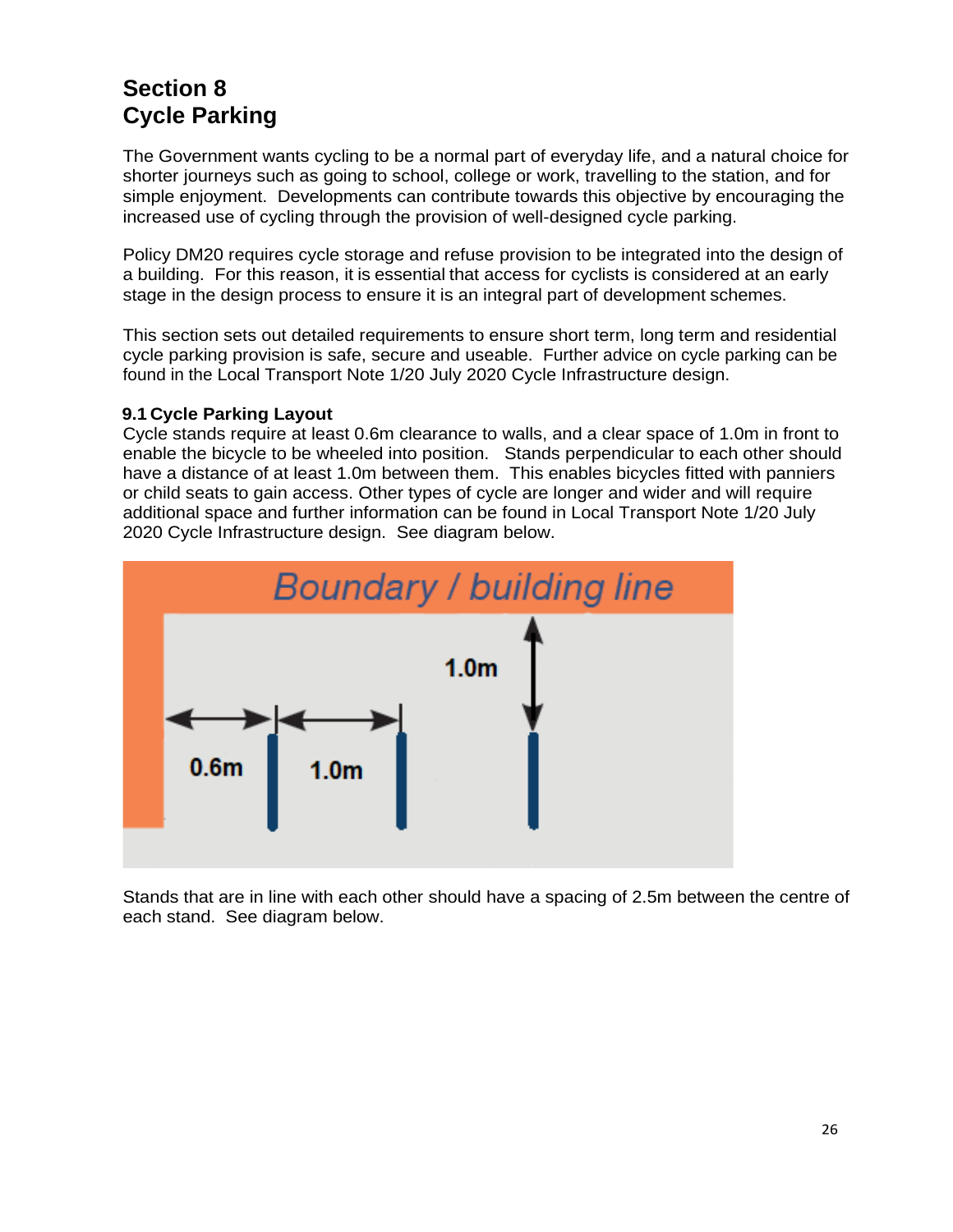# Section 8
# Cycle Parking

The Government wants cycling to be a normal part of everyday life, and a natural choice for shorter journeys such as going to school, college or work, travelling to the station, and for simple enjoyment. Developments can contribute towards this objective by encouraging the increased use of cycling through the provision of well-designed cycle parking.

Policy DM20 requires cycle storage and refuse provision to be integrated into the design of a building. For this reason, it is essential that access for cyclists is considered at an early stage in the design process to ensure it is an integral part of development schemes.

This section sets out detailed requirements to ensure short term, long term and residential cycle parking provision is safe, secure and useable. Further advice on cycle parking can be found in the Local Transport Note 1/20 July 2020 Cycle Infrastructure design.

### 9.1 Cycle Parking Layout

Cycle stands require at least 0.6m clearance to walls, and a clear space of 1.0m in front to enable the bicycle to be wheeled into position. Stands perpendicular to each other should have a distance of at least 1.0m between them. This enables bicycles fitted with panniers or child seats to gain access. Other types of cycle are longer and wider and will require additional space and further information can be found in Local Transport Note 1/20 July 2020 Cycle Infrastructure design. See diagram below.

Boundary / building line

0.6m 1.0m 1.0m

Stands that are in line with each other should have a spacing of 2.5m between the centre of each stand. See diagram below.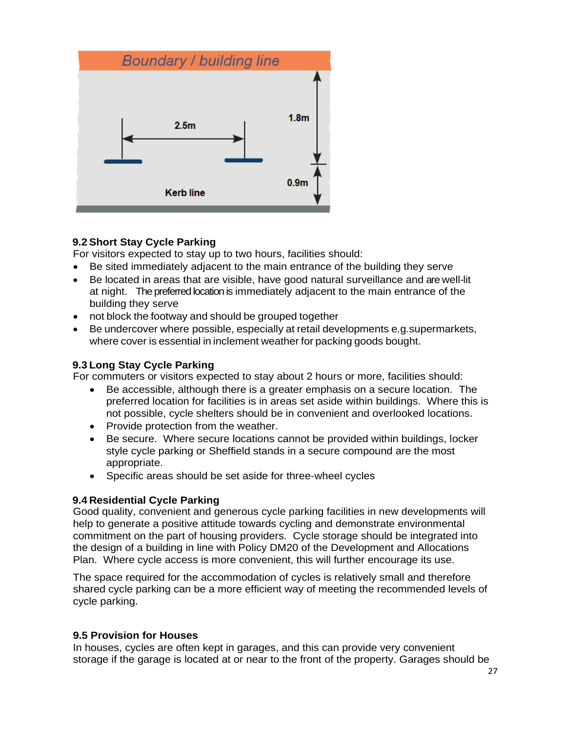Boundary / building line

2.5m

1.8m

0.9m

Kerb line

### 9.2 Short Stay Cycle Parking

For visitors expected to stay up to two hours, facilities should:

- Be sited immediately adjacent to the main entrance of the building they serve
- Be located in areas that are visible, have good natural surveillance and are well-lit at night. The preferred location is immediately adjacent to the main entrance of the building they serve
- not block the footway and should be grouped together
- Be undercover where possible, especially at retail developments e.g.supermarkets, where cover is essential in inclement weather for packing goods bought.

### 9.3 Long Stay Cycle Parking

For commuters or visitors expected to stay about 2 hours or more, facilities should:

- Be accessible, although there is a greater emphasis on a secure location. The preferred location for facilities is in areas set aside within buildings. Where this is not possible, cycle shelters should be in convenient and overlooked locations.
- Provide protection from the weather.
- Be secure. Where secure locations cannot be provided within buildings, locker style cycle parking or Sheffield stands in a secure compound are the most appropriate.
- Specific areas should be set aside for three-wheel cycles

### 9.4 Residential Cycle Parking

Good quality, convenient and generous cycle parking facilities in new developments will help to generate a positive attitude towards cycling and demonstrate environmental commitment on the part of housing providers. Cycle storage should be integrated into the design of a building in line with Policy DM20 of the Development and Allocations Plan. Where cycle access is more convenient, this will further encourage its use.

The space required for the accommodation of cycles is relatively small and therefore shared cycle parking can be a more efficient way of meeting the recommended levels of cycle parking.

### 9.5 Provision for Houses

In houses, cycles are often kept in garages, and this can provide very convenient storage if the garage is located at or near to the front of the property. Garages should be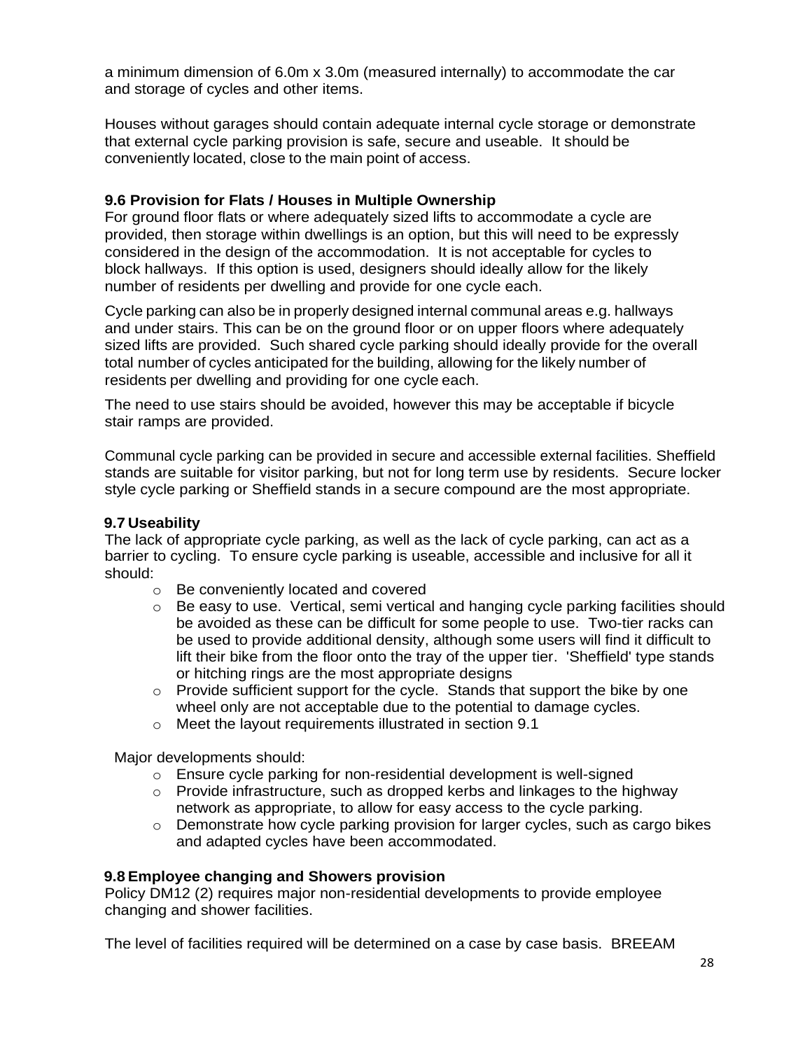a minimum dimension of 6.0m x 3.0m (measured internally) to accommodate the car and storage of cycles and other items.

Houses without garages should contain adequate internal cycle storage or demonstrate that external cycle parking provision is safe, secure and useable. It should be conveniently located, close to the main point of access.

### 9.6 Provision for Flats / Houses in Multiple Ownership

For ground floor flats or where adequately sized lifts to accommodate a cycle are provided, then storage within dwellings is an option, but this will need to be expressly considered in the design of the accommodation. It is not acceptable for cycles to block hallways. If this option is used, designers should ideally allow for the likely number of residents per dwelling and provide for one cycle each.

Cycle parking can also be in properly designed internal communal areas e.g. hallways and under stairs. This can be on the ground floor or on upper floors where adequately sized lifts are provided. Such shared cycle parking should ideally provide for the overall total number of cycles anticipated for the building, allowing for the likely number of residents per dwelling and providing for one cycle each.

The need to use stairs should be avoided, however this may be acceptable if bicycle stair ramps are provided.

Communal cycle parking can be provided in secure and accessible external facilities. Sheffield stands are suitable for visitor parking, but not for long term use by residents. Secure locker style cycle parking or Sheffield stands in a secure compound are the most appropriate.

### 9.7 Useability

The lack of appropriate cycle parking, as well as the lack of cycle parking, can act as a barrier to cycling. To ensure cycle parking is useable, accessible and inclusive for all it should:

- Be conveniently located and covered
- Be easy to use. Vertical, semi vertical and hanging cycle parking facilities should be avoided as these can be difficult for some people to use. Two-tier racks can be used to provide additional density, although some users will find it difficult to lift their bike from the floor onto the tray of the upper tier. 'Sheffield' type stands or hitching rings are the most appropriate designs
- Provide sufficient support for the cycle. Stands that support the bike by one wheel only are not acceptable due to the potential to damage cycles.
- Meet the layout requirements illustrated in section 9.1

Major developments should:

- Ensure cycle parking for non-residential development is well-signed
- Provide infrastructure, such as dropped kerbs and linkages to the highway network as appropriate, to allow for easy access to the cycle parking.
- Demonstrate how cycle parking provision for larger cycles, such as cargo bikes and adapted cycles have been accommodated.

### 9.8 Employee changing and Showers provision

Policy DM12 (2) requires major non-residential developments to provide employee changing and shower facilities.

The level of facilities required will be determined on a case by case basis. BREEAM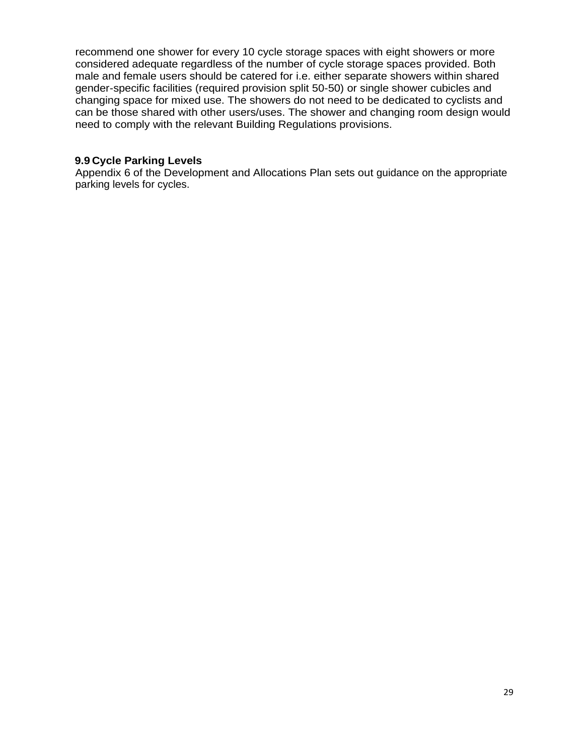recommend one shower for every 10 cycle storage spaces with eight showers or more considered adequate regardless of the number of cycle storage spaces provided. Both male and female users should be catered for i.e. either separate showers within shared gender-specific facilities (required provision split 50-50) or single shower cubicles and changing space for mixed use. The showers do not need to be dedicated to cyclists and can be those shared with other users/uses. The shower and changing room design would need to comply with the relevant Building Regulations provisions.

## 9.9 Cycle Parking Levels

Appendix 6 of the Development and Allocations Plan sets out guidance on the appropriate parking levels for cycles.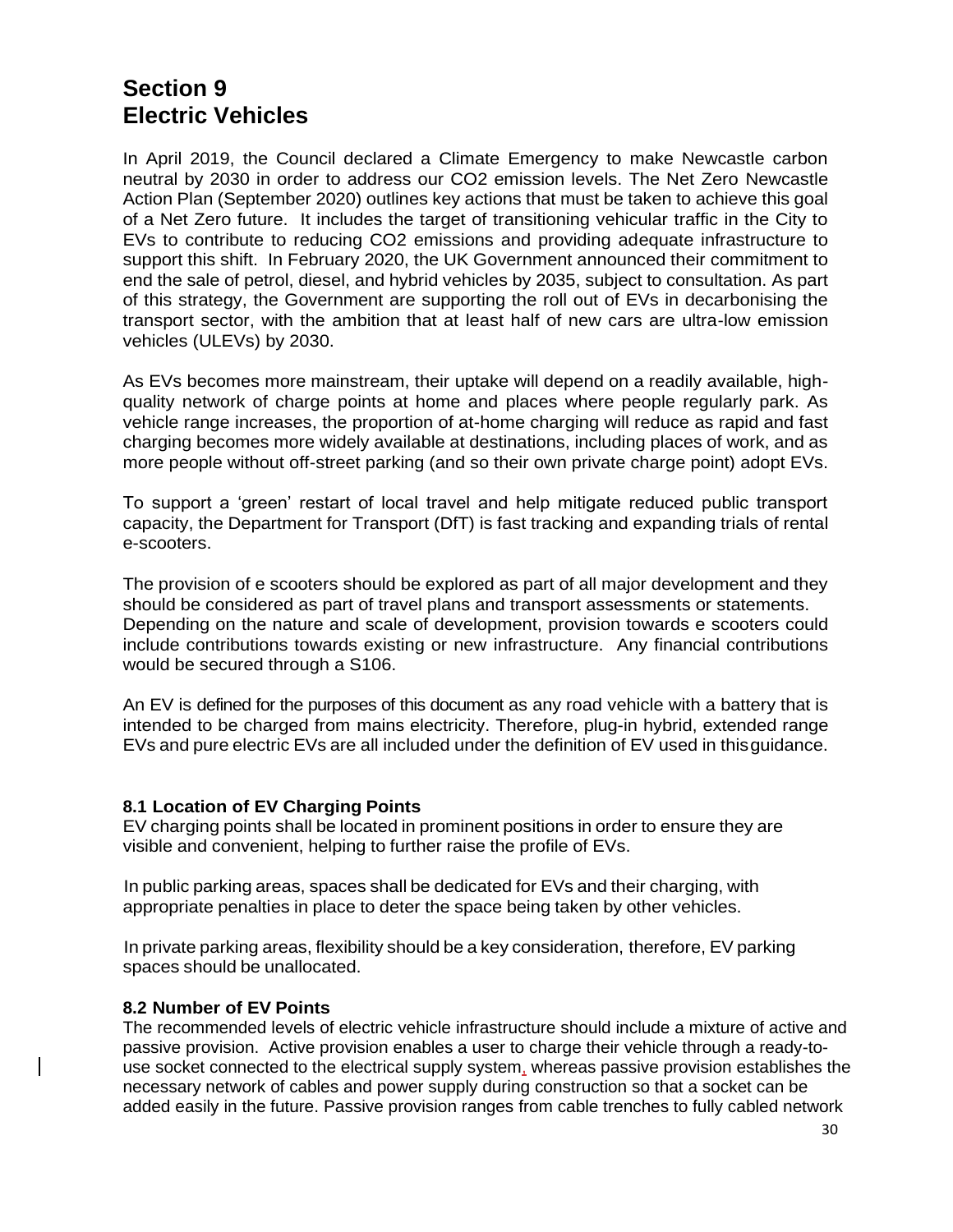# Section 9
# Electric Vehicles

In April 2019, the Council declared a Climate Emergency to make Newcastle carbon neutral by 2030 in order to address our CO2 emission levels. The Net Zero Newcastle Action Plan (September 2020) outlines key actions that must be taken to achieve this goal of a Net Zero future. It includes the target of transitioning vehicular traffic in the City to EVs to contribute to reducing CO2 emissions and providing adequate infrastructure to support this shift. In February 2020, the UK Government announced their commitment to end the sale of petrol, diesel, and hybrid vehicles by 2035, subject to consultation. As part of this strategy, the Government are supporting the roll out of EVs in decarbonising the transport sector, with the ambition that at least half of new cars are ultra-low emission vehicles (ULEVs) by 2030.

As EVs becomes more mainstream, their uptake will depend on a readily available, high-quality network of charge points at home and places where people regularly park. As vehicle range increases, the proportion of at-home charging will reduce as rapid and fast charging becomes more widely available at destinations, including places of work, and as more people without off-street parking (and so their own private charge point) adopt EVs.

To support a 'green' restart of local travel and help mitigate reduced public transport capacity, the Department for Transport (DfT) is fast tracking and expanding trials of rental e-scooters.

The provision of e scooters should be explored as part of all major development and they should be considered as part of travel plans and transport assessments or statements. Depending on the nature and scale of development, provision towards e scooters could include contributions towards existing or new infrastructure. Any financial contributions would be secured through a S106.

An EV is defined for the purposes of this document as any road vehicle with a battery that is intended to be charged from mains electricity. Therefore, plug-in hybrid, extended range EVs and pure electric EVs are all included under the definition of EV used in this guidance.

### 8.1 Location of EV Charging Points

EV charging points shall be located in prominent positions in order to ensure they are visible and convenient, helping to further raise the profile of EVs.

In public parking areas, spaces shall be dedicated for EVs and their charging, with appropriate penalties in place to deter the space being taken by other vehicles.

In private parking areas, flexibility should be a key consideration, therefore, EV parking spaces should be unallocated.

### 8.2 Number of EV Points

The recommended levels of electric vehicle infrastructure should include a mixture of active and passive provision. Active provision enables a user to charge their vehicle through a ready-to-use socket connected to the electrical supply system, whereas passive provision establishes the necessary network of cables and power supply during construction so that a socket can be added easily in the future. Passive provision ranges from cable trenches to fully cabled network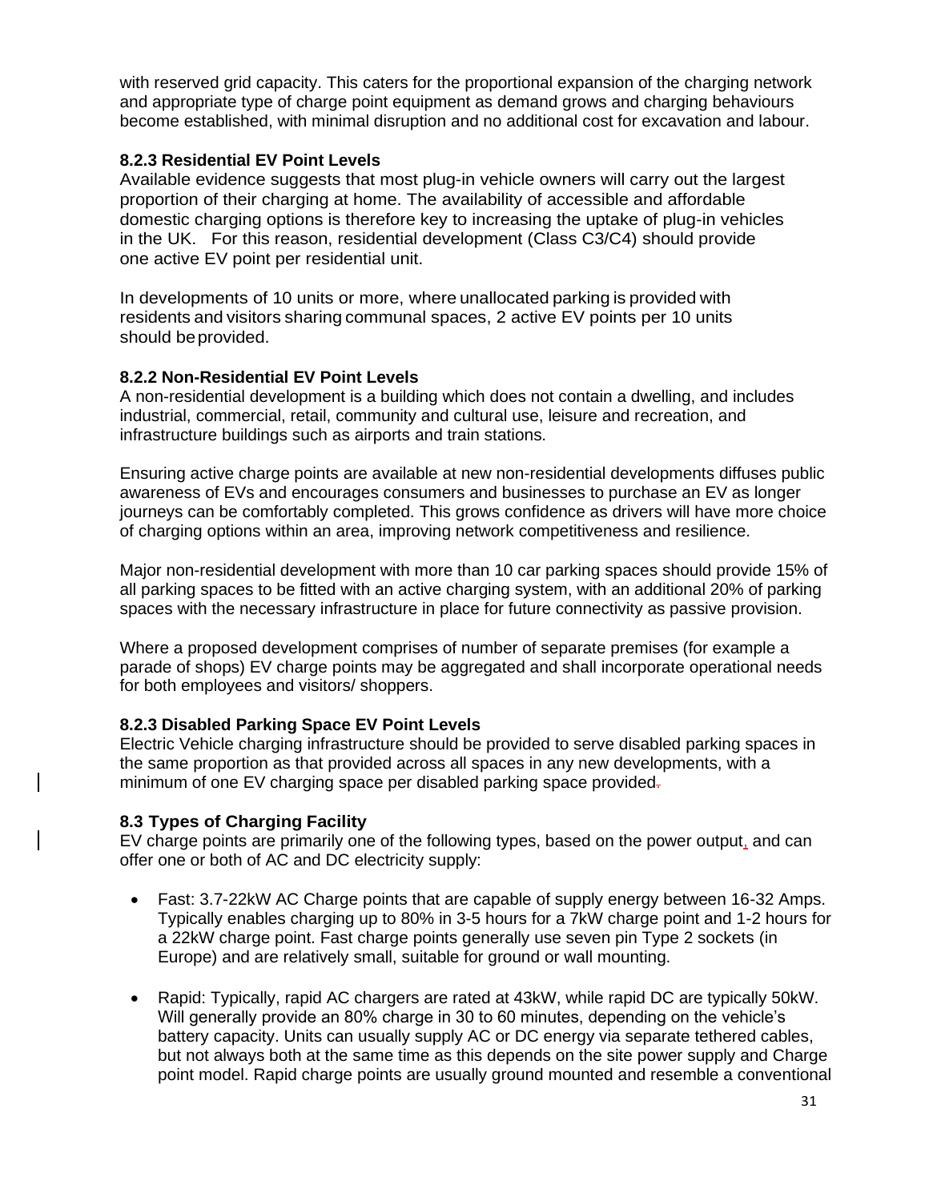with reserved grid capacity. This caters for the proportional expansion of the charging network and appropriate type of charge point equipment as demand grows and charging behaviours become established, with minimal disruption and no additional cost for excavation and labour.

### 8.2.3 Residential EV Point Levels

Available evidence suggests that most plug-in vehicle owners will carry out the largest proportion of their charging at home. The availability of accessible and affordable domestic charging options is therefore key to increasing the uptake of plug-in vehicles in the UK. For this reason, residential development (Class C3/C4) should provide one active EV point per residential unit.

In developments of 10 units or more, where unallocated parking is provided with residents and visitors sharing communal spaces, 2 active EV points per 10 units should be provided.

### 8.2.2 Non-Residential EV Point Levels

A non-residential development is a building which does not contain a dwelling, and includes industrial, commercial, retail, community and cultural use, leisure and recreation, and infrastructure buildings such as airports and train stations.

Ensuring active charge points are available at new non-residential developments diffuses public awareness of EVs and encourages consumers and businesses to purchase an EV as longer journeys can be comfortably completed. This grows confidence as drivers will have more choice of charging options within an area, improving network competitiveness and resilience.

Major non-residential development with more than 10 car parking spaces should provide 15% of all parking spaces to be fitted with an active charging system, with an additional 20% of parking spaces with the necessary infrastructure in place for future connectivity as passive provision.

Where a proposed development comprises of number of separate premises (for example a parade of shops) EV charge points may be aggregated and shall incorporate operational needs for both employees and visitors/ shoppers.

### 8.2.3 Disabled Parking Space EV Point Levels

Electric Vehicle charging infrastructure should be provided to serve disabled parking spaces in the same proportion as that provided across all spaces in any new developments, with a minimum of one EV charging space per disabled parking space provided.

## 8.3 Types of Charging Facility

EV charge points are primarily one of the following types, based on the power output, and can offer one or both of AC and DC electricity supply:

- Fast: 3.7-22kW AC Charge points that are capable of supply energy between 16-32 Amps. Typically enables charging up to 80% in 3-5 hours for a 7kW charge point and 1-2 hours for a 22kW charge point. Fast charge points generally use seven pin Type 2 sockets (in Europe) and are relatively small, suitable for ground or wall mounting.

- Rapid: Typically, rapid AC chargers are rated at 43kW, while rapid DC are typically 50kW. Will generally provide an 80% charge in 30 to 60 minutes, depending on the vehicle's battery capacity. Units can usually supply AC or DC energy via separate tethered cables, but not always both at the same time as this depends on the site power supply and Charge point model. Rapid charge points are usually ground mounted and resemble a conventional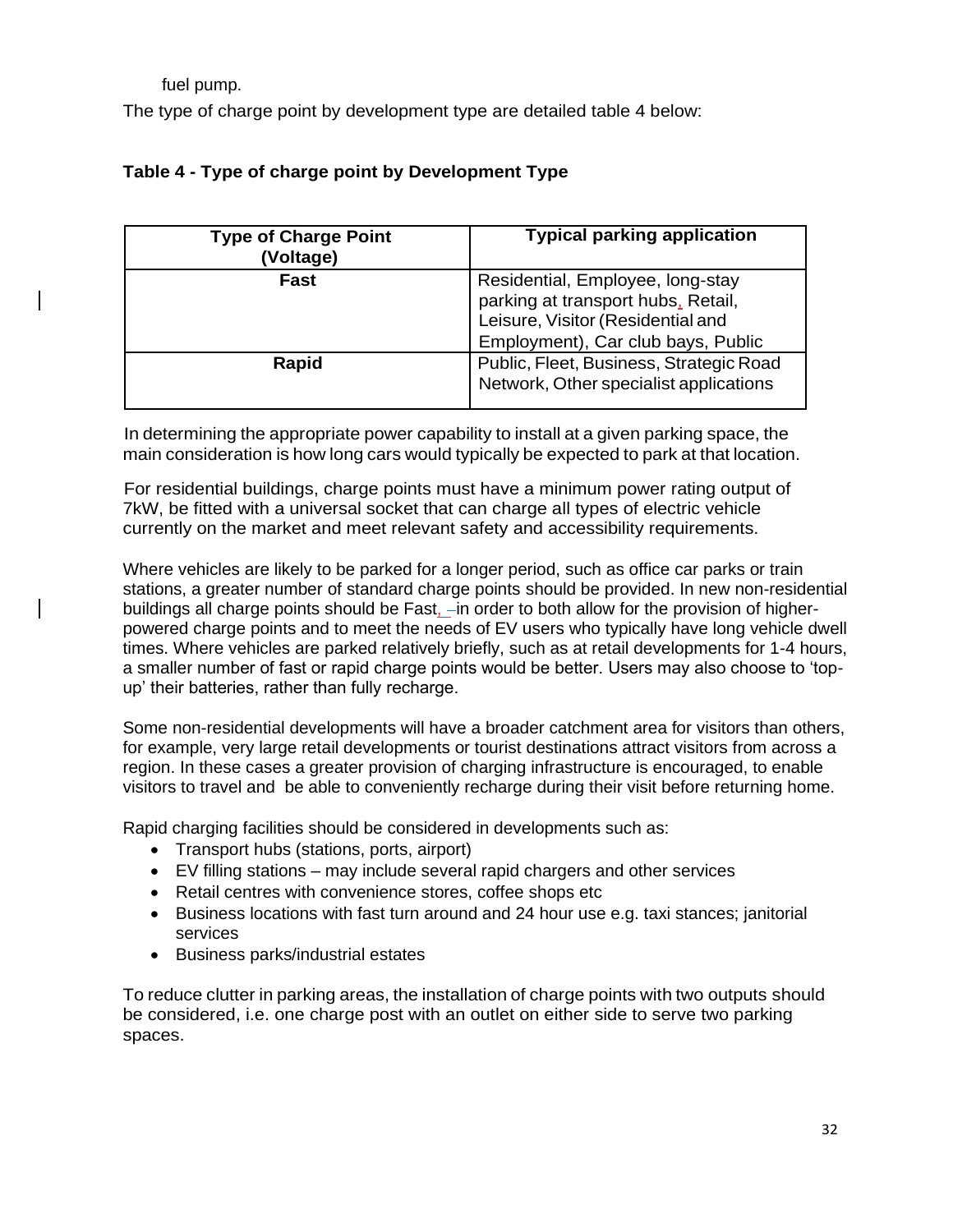fuel pump.

The type of charge point by development type are detailed table 4 below:

**Table 4 - Type of charge point by Development Type**

| Type of Charge Point (Voltage) | Typical parking application |
|---|---|
| **Fast** | Residential, Employee, long-stay parking at transport hubs, Retail, Leisure, Visitor (Residential and Employment), Car club bays, Public |
| **Rapid** | Public, Fleet, Business, Strategic Road Network, Other specialist applications |

In determining the appropriate power capability to install at a given parking space, the main consideration is how long cars would typically be expected to park at that location.

For residential buildings, charge points must have a minimum power rating output of 7kW, be fitted with a universal socket that can charge all types of electric vehicle currently on the market and meet relevant safety and accessibility requirements.

Where vehicles are likely to be parked for a longer period, such as office car parks or train stations, a greater number of standard charge points should be provided. In new non-residential buildings all charge points should be Fast, in order to both allow for the provision of higher-powered charge points and to meet the needs of EV users who typically have long vehicle dwell times. Where vehicles are parked relatively briefly, such as at retail developments for 1-4 hours, a smaller number of fast or rapid charge points would be better. Users may also choose to 'top-up' their batteries, rather than fully recharge.

Some non-residential developments will have a broader catchment area for visitors than others, for example, very large retail developments or tourist destinations attract visitors from across a region. In these cases a greater provision of charging infrastructure is encouraged, to enable visitors to travel and be able to conveniently recharge during their visit before returning home.

Rapid charging facilities should be considered in developments such as:

- Transport hubs (stations, ports, airport)
- EV filling stations – may include several rapid chargers and other services
- Retail centres with convenience stores, coffee shops etc
- Business locations with fast turn around and 24 hour use e.g. taxi stances; janitorial services
- Business parks/industrial estates

To reduce clutter in parking areas, the installation of charge points with two outputs should be considered, i.e. one charge post with an outlet on either side to serve two parking spaces.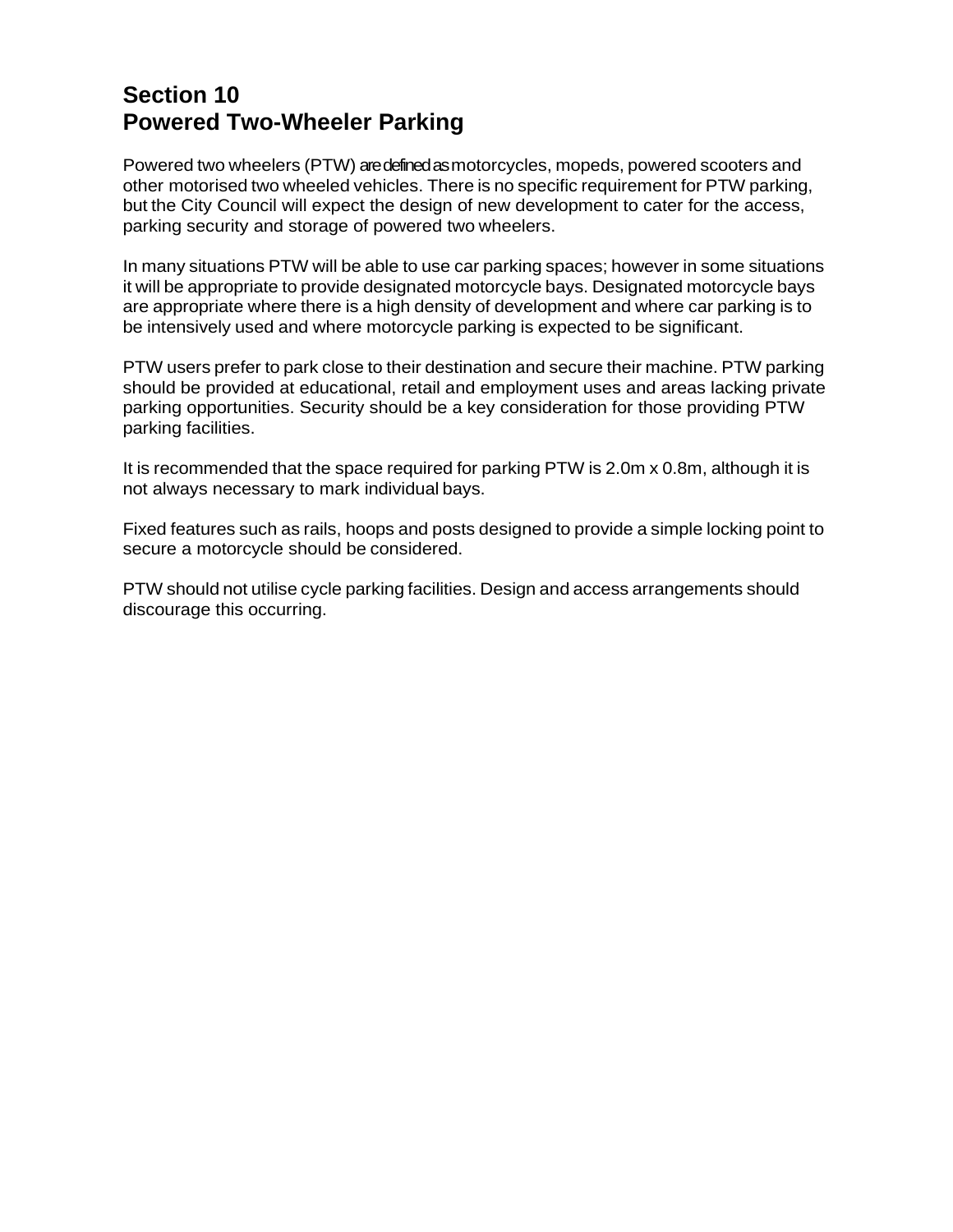# Section 10
# Powered Two-Wheeler Parking

Powered two wheelers (PTW) are defined as motorcycles, mopeds, powered scooters and other motorised two wheeled vehicles. There is no specific requirement for PTW parking, but the City Council will expect the design of new development to cater for the access, parking security and storage of powered two wheelers.

In many situations PTW will be able to use car parking spaces; however in some situations it will be appropriate to provide designated motorcycle bays. Designated motorcycle bays are appropriate where there is a high density of development and where car parking is to be intensively used and where motorcycle parking is expected to be significant.

PTW users prefer to park close to their destination and secure their machine. PTW parking should be provided at educational, retail and employment uses and areas lacking private parking opportunities. Security should be a key consideration for those providing PTW parking facilities.

It is recommended that the space required for parking PTW is 2.0m x 0.8m, although it is not always necessary to mark individual bays.

Fixed features such as rails, hoops and posts designed to provide a simple locking point to secure a motorcycle should be considered.

PTW should not utilise cycle parking facilities. Design and access arrangements should discourage this occurring.